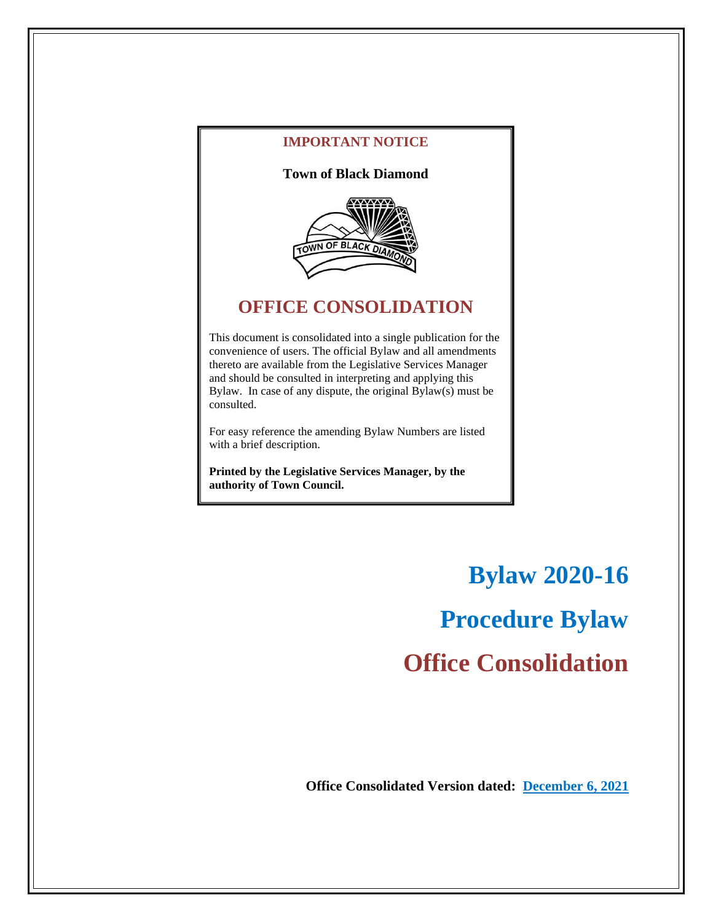**IMPORTANT NOTICE**

**Town of Black Diamond**

## OFFICE CONSOLIDATION

This document is consolidated into a single publication for the convenience of users. The official Bylaw and all amendments thereto are available from the Legislative Services Manager and should be consulted in interpreting and applying this Bylaw. In case of any dispute, the original Bylaw(s) must be consulted.

For easy reference the amending Bylaw Numbers are listed with a brief description.

**Printed by the Legislative Services Manager, by the authority of Town Council.**

# Bylaw 2020-16

# Procedure Bylaw

# Office Consolidation

**Office Consolidated Version dated: December 6, 2021**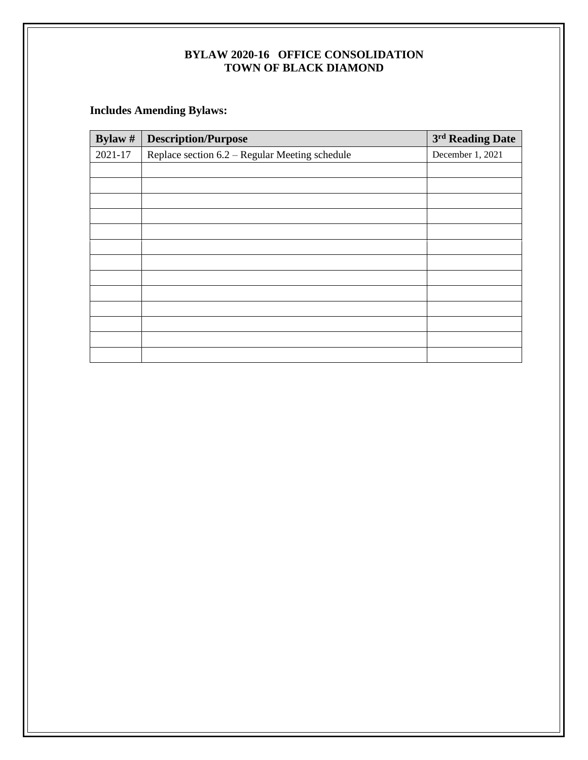**BYLAW 2020-16 OFFICE CONSOLIDATION**
**TOWN OF BLACK DIAMOND**

**Includes Amending Bylaws:**

| Bylaw # | Description/Purpose | 3rd Reading Date |
|---|---|---|
| 2021-17 | Replace section 6.2 – Regular Meeting schedule | December 1, 2021 |
| | | |
| | | |
| | | |
| | | |
| | | |
| | | |
| | | |
| | | |
| | | |
| | | |
| | | |
| | | |
| | | |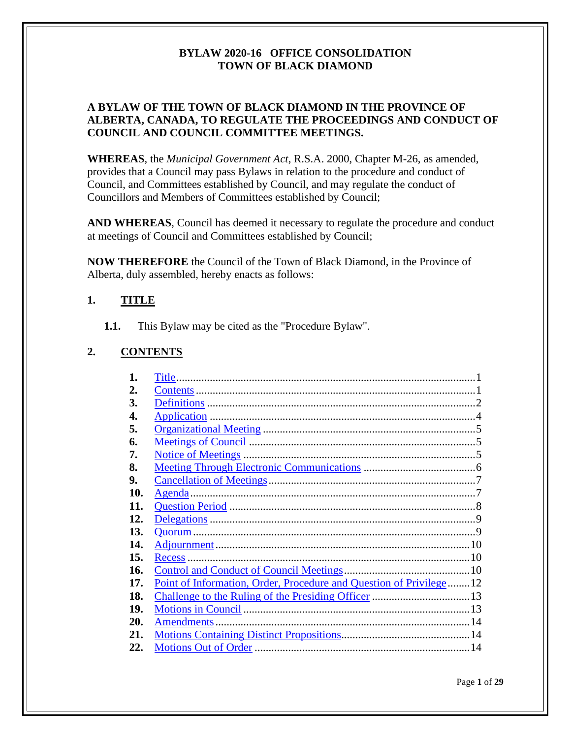**BYLAW 2020-16 OFFICE CONSOLIDATION**
**TOWN OF BLACK DIAMOND**

**A BYLAW OF THE TOWN OF BLACK DIAMOND IN THE PROVINCE OF ALBERTA, CANADA, TO REGULATE THE PROCEEDINGS AND CONDUCT OF COUNCIL AND COUNCIL COMMITTEE MEETINGS.**

**WHEREAS**, the *Municipal Government Act*, R.S.A. 2000, Chapter M-26, as amended, provides that a Council may pass Bylaws in relation to the procedure and conduct of Council, and Committees established by Council, and may regulate the conduct of Councillors and Members of Committees established by Council;

**AND WHEREAS**, Council has deemed it necessary to regulate the procedure and conduct at meetings of Council and Committees established by Council;

**NOW THEREFORE** the Council of the Town of Black Diamond, in the Province of Alberta, duly assembled, hereby enacts as follows:

## 1. TITLE

**1.1.** This Bylaw may be cited as the "Procedure Bylaw".

## 2. CONTENTS

| | | |
|---|---|---|
| **1.** | Title | 1 |
| **2.** | Contents | 1 |
| **3.** | Definitions | 2 |
| **4.** | Application | 4 |
| **5.** | Organizational Meeting | 5 |
| **6.** | Meetings of Council | 5 |
| **7.** | Notice of Meetings | 5 |
| **8.** | Meeting Through Electronic Communications | 6 |
| **9.** | Cancellation of Meetings | 7 |
| **10.** | Agenda | 7 |
| **11.** | Question Period | 8 |
| **12.** | Delegations | 9 |
| **13.** | Quorum | 9 |
| **14.** | Adjournment | 10 |
| **15.** | Recess | 10 |
| **16.** | Control and Conduct of Council Meetings | 10 |
| **17.** | Point of Information, Order, Procedure and Question of Privilege | 12 |
| **18.** | Challenge to the Ruling of the Presiding Officer | 13 |
| **19.** | Motions in Council | 13 |
| **20.** | Amendments | 14 |
| **21.** | Motions Containing Distinct Propositions | 14 |
| **22.** | Motions Out of Order | 14 |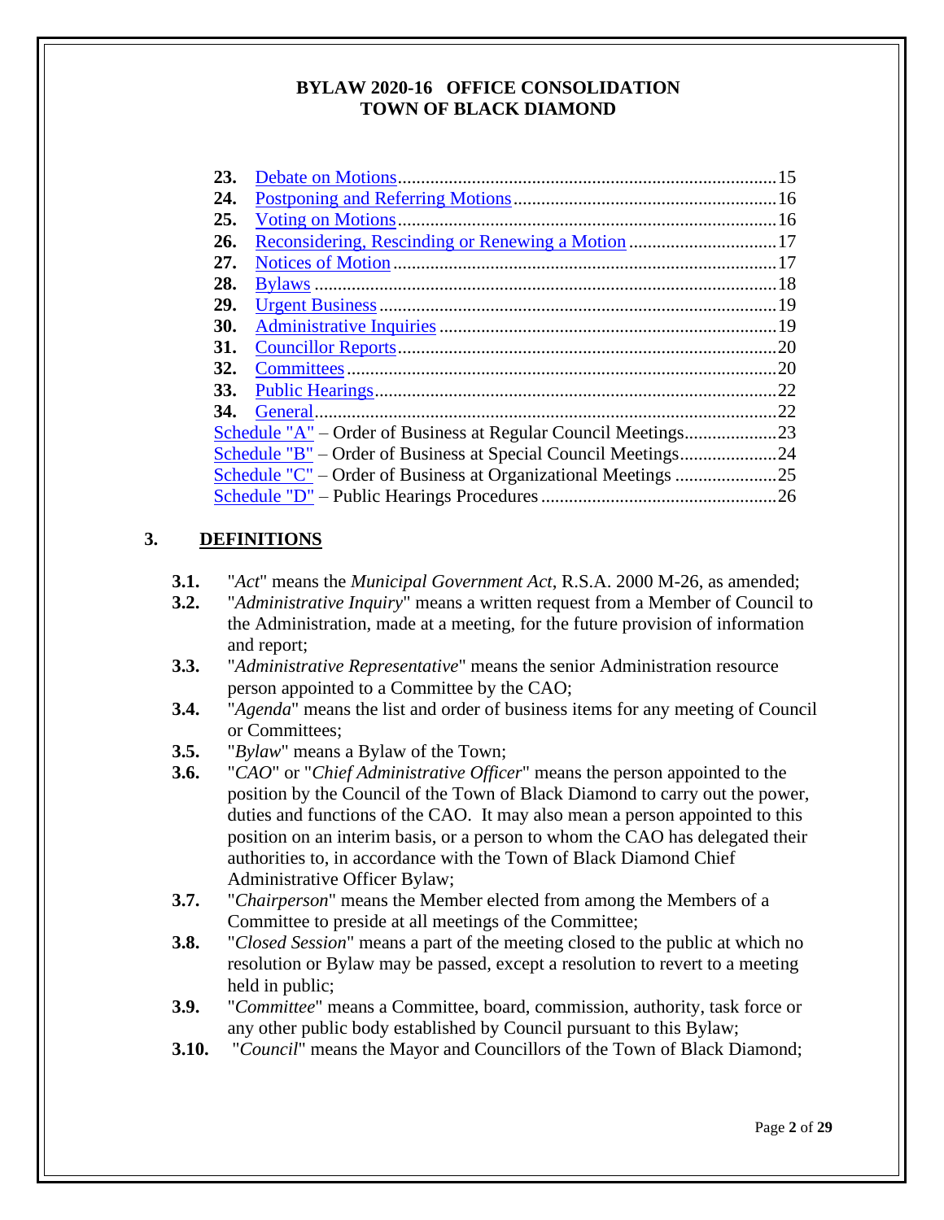| | | |
|---|---|---|
| **23.** | Debate on Motions | 15 |
| **24.** | Postponing and Referring Motions | 16 |
| **25.** | Voting on Motions | 16 |
| **26.** | Reconsidering, Rescinding or Renewing a Motion | 17 |
| **27.** | Notices of Motion | 17 |
| **28.** | Bylaws | 18 |
| **29.** | Urgent Business | 19 |
| **30.** | Administrative Inquiries | 19 |
| **31.** | Councillor Reports | 20 |
| **32.** | Committees | 20 |
| **33.** | Public Hearings | 22 |
| **34.** | General | 22 |
| | Schedule "A" – Order of Business at Regular Council Meetings | 23 |
| | Schedule "B" – Order of Business at Special Council Meetings | 24 |
| | Schedule "C" – Order of Business at Organizational Meetings | 25 |
| | Schedule "D" – Public Hearings Procedures | 26 |

## 3. DEFINITIONS

**3.1.** "*Act*" means the *Municipal Government Act*, R.S.A. 2000 M-26, as amended;

**3.2.** "*Administrative Inquiry*" means a written request from a Member of Council to the Administration, made at a meeting, for the future provision of information and report;

**3.3.** "*Administrative Representative*" means the senior Administration resource person appointed to a Committee by the CAO;

**3.4.** "*Agenda*" means the list and order of business items for any meeting of Council or Committees;

**3.5.** "*Bylaw*" means a Bylaw of the Town;

**3.6.** "*CAO*" or "*Chief Administrative Officer*" means the person appointed to the position by the Council of the Town of Black Diamond to carry out the power, duties and functions of the CAO. It may also mean a person appointed to this position on an interim basis, or a person to whom the CAO has delegated their authorities to, in accordance with the Town of Black Diamond Chief Administrative Officer Bylaw;

**3.7.** "*Chairperson*" means the Member elected from among the Members of a Committee to preside at all meetings of the Committee;

**3.8.** "*Closed Session*" means a part of the meeting closed to the public at which no resolution or Bylaw may be passed, except a resolution to revert to a meeting held in public;

**3.9.** "*Committee*" means a Committee, board, commission, authority, task force or any other public body established by Council pursuant to this Bylaw;

**3.10.** "*Council*" means the Mayor and Councillors of the Town of Black Diamond;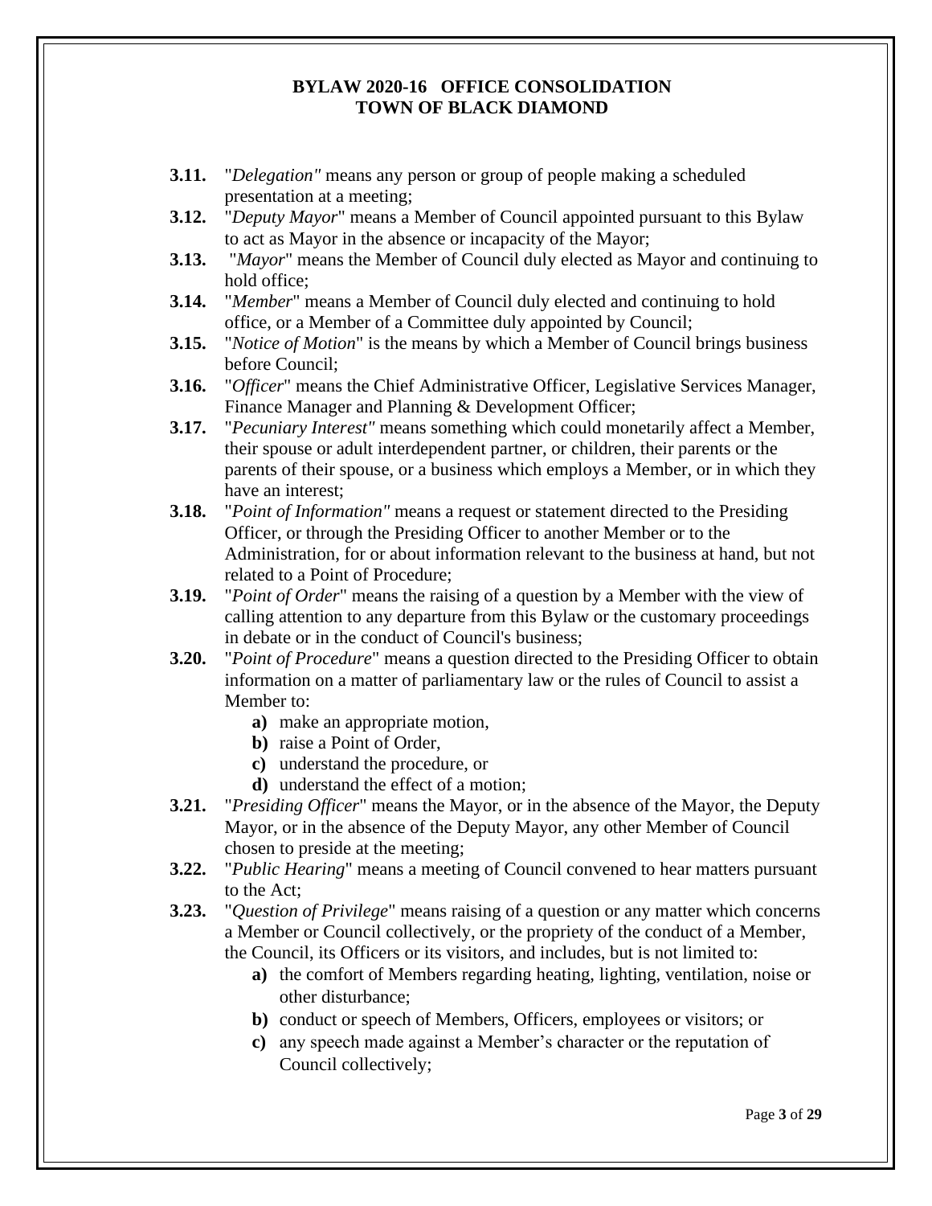**3.11.** "*Delegation"* means any person or group of people making a scheduled presentation at a meeting;

**3.12.** "*Deputy Mayor*" means a Member of Council appointed pursuant to this Bylaw to act as Mayor in the absence or incapacity of the Mayor;

**3.13.** "*Mayor*" means the Member of Council duly elected as Mayor and continuing to hold office;

**3.14.** "*Member*" means a Member of Council duly elected and continuing to hold office, or a Member of a Committee duly appointed by Council;

**3.15.** "*Notice of Motion*" is the means by which a Member of Council brings business before Council;

**3.16.** "*Officer*" means the Chief Administrative Officer, Legislative Services Manager, Finance Manager and Planning & Development Officer;

**3.17.** "*Pecuniary Interest"* means something which could monetarily affect a Member, their spouse or adult interdependent partner, or children, their parents or the parents of their spouse, or a business which employs a Member, or in which they have an interest;

**3.18.** "*Point of Information"* means a request or statement directed to the Presiding Officer, or through the Presiding Officer to another Member or to the Administration, for or about information relevant to the business at hand, but not related to a Point of Procedure;

**3.19.** "*Point of Order*" means the raising of a question by a Member with the view of calling attention to any departure from this Bylaw or the customary proceedings in debate or in the conduct of Council's business;

**3.20.** "*Point of Procedure*" means a question directed to the Presiding Officer to obtain information on a matter of parliamentary law or the rules of Council to assist a Member to:

- **a)** make an appropriate motion,
- **b)** raise a Point of Order,
- **c)** understand the procedure, or
- **d)** understand the effect of a motion;

**3.21.** "*Presiding Officer*" means the Mayor, or in the absence of the Mayor, the Deputy Mayor, or in the absence of the Deputy Mayor, any other Member of Council chosen to preside at the meeting;

**3.22.** "*Public Hearing*" means a meeting of Council convened to hear matters pursuant to the Act;

**3.23.** "*Question of Privilege*" means raising of a question or any matter which concerns a Member or Council collectively, or the propriety of the conduct of a Member, the Council, its Officers or its visitors, and includes, but is not limited to:

- **a)** the comfort of Members regarding heating, lighting, ventilation, noise or other disturbance;
- **b)** conduct or speech of Members, Officers, employees or visitors; or
- **c)** any speech made against a Member's character or the reputation of Council collectively;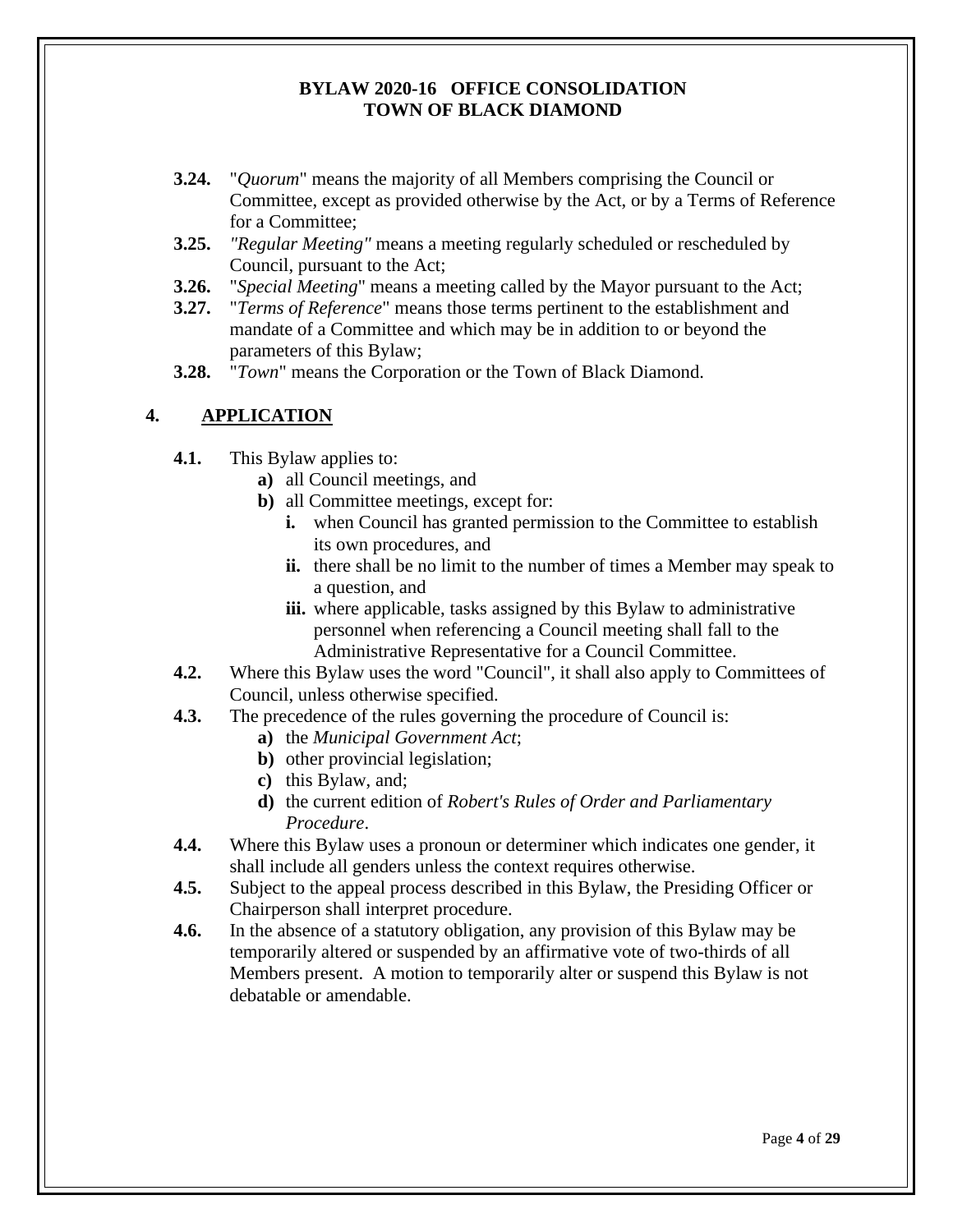- **3.24.** "*Quorum*" means the majority of all Members comprising the Council or Committee, except as provided otherwise by the Act, or by a Terms of Reference for a Committee;
- **3.25.** *"Regular Meeting"* means a meeting regularly scheduled or rescheduled by Council, pursuant to the Act;
- **3.26.** "*Special Meeting*" means a meeting called by the Mayor pursuant to the Act;
- **3.27.** "*Terms of Reference*" means those terms pertinent to the establishment and mandate of a Committee and which may be in addition to or beyond the parameters of this Bylaw;
- **3.28.** "*Town*" means the Corporation or the Town of Black Diamond.

## 4. APPLICATION

- **4.1.** This Bylaw applies to:
  - **a)** all Council meetings, and
  - **b)** all Committee meetings, except for:
    - **i.** when Council has granted permission to the Committee to establish its own procedures, and
    - **ii.** there shall be no limit to the number of times a Member may speak to a question, and
    - **iii.** where applicable, tasks assigned by this Bylaw to administrative personnel when referencing a Council meeting shall fall to the Administrative Representative for a Council Committee.
- **4.2.** Where this Bylaw uses the word "Council", it shall also apply to Committees of Council, unless otherwise specified.
- **4.3.** The precedence of the rules governing the procedure of Council is:
  - **a)** the *Municipal Government Act*;
  - **b)** other provincial legislation;
  - **c)** this Bylaw, and;
  - **d)** the current edition of *Robert's Rules of Order and Parliamentary Procedure*.
- **4.4.** Where this Bylaw uses a pronoun or determiner which indicates one gender, it shall include all genders unless the context requires otherwise.
- **4.5.** Subject to the appeal process described in this Bylaw, the Presiding Officer or Chairperson shall interpret procedure.
- **4.6.** In the absence of a statutory obligation, any provision of this Bylaw may be temporarily altered or suspended by an affirmative vote of two-thirds of all Members present. A motion to temporarily alter or suspend this Bylaw is not debatable or amendable.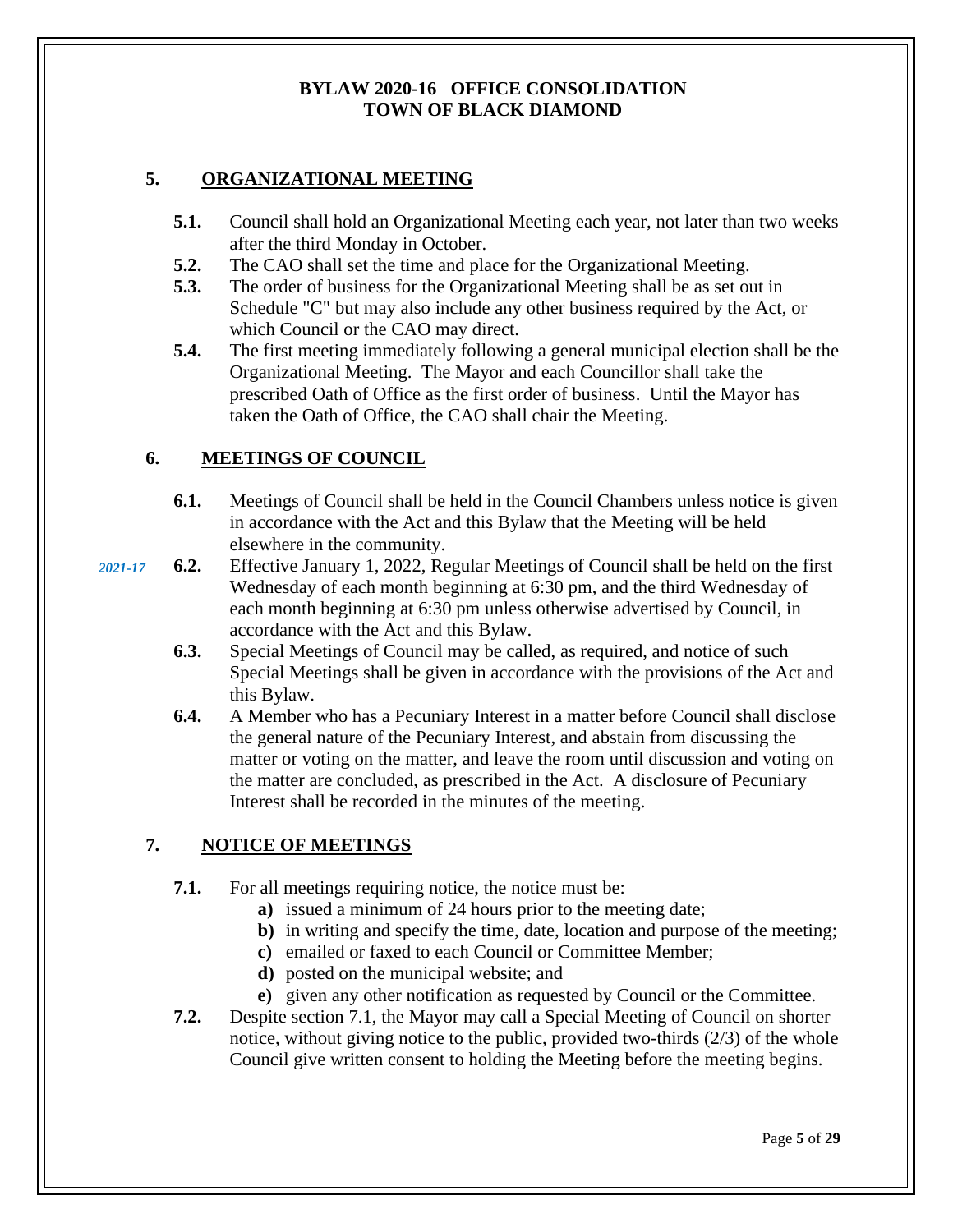## 5. ORGANIZATIONAL MEETING

**5.1.** Council shall hold an Organizational Meeting each year, not later than two weeks after the third Monday in October.

**5.2.** The CAO shall set the time and place for the Organizational Meeting.

**5.3.** The order of business for the Organizational Meeting shall be as set out in Schedule "C" but may also include any other business required by the Act, or which Council or the CAO may direct.

**5.4.** The first meeting immediately following a general municipal election shall be the Organizational Meeting. The Mayor and each Councillor shall take the prescribed Oath of Office as the first order of business. Until the Mayor has taken the Oath of Office, the CAO shall chair the Meeting.

## 6. MEETINGS OF COUNCIL

**6.1.** Meetings of Council shall be held in the Council Chambers unless notice is given in accordance with the Act and this Bylaw that the Meeting will be held elsewhere in the community.

*2021-17* **6.2.** Effective January 1, 2022, Regular Meetings of Council shall be held on the first Wednesday of each month beginning at 6:30 pm, and the third Wednesday of each month beginning at 6:30 pm unless otherwise advertised by Council, in accordance with the Act and this Bylaw.

**6.3.** Special Meetings of Council may be called, as required, and notice of such Special Meetings shall be given in accordance with the provisions of the Act and this Bylaw.

**6.4.** A Member who has a Pecuniary Interest in a matter before Council shall disclose the general nature of the Pecuniary Interest, and abstain from discussing the matter or voting on the matter, and leave the room until discussion and voting on the matter are concluded, as prescribed in the Act. A disclosure of Pecuniary Interest shall be recorded in the minutes of the meeting.

## 7. NOTICE OF MEETINGS

**7.1.** For all meetings requiring notice, the notice must be:

- **a)** issued a minimum of 24 hours prior to the meeting date;
- **b)** in writing and specify the time, date, location and purpose of the meeting;
- **c)** emailed or faxed to each Council or Committee Member;
- **d)** posted on the municipal website; and
- **e)** given any other notification as requested by Council or the Committee.

**7.2.** Despite section 7.1, the Mayor may call a Special Meeting of Council on shorter notice, without giving notice to the public, provided two-thirds (2/3) of the whole Council give written consent to holding the Meeting before the meeting begins.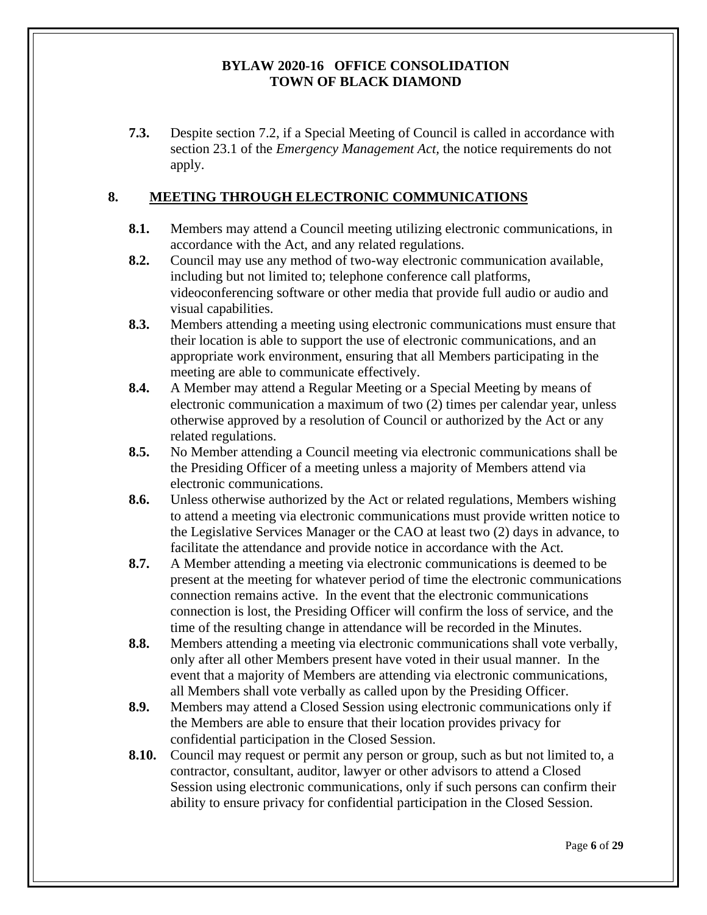**7.3.** Despite section 7.2, if a Special Meeting of Council is called in accordance with section 23.1 of the *Emergency Management Act,* the notice requirements do not apply.

## 8. MEETING THROUGH ELECTRONIC COMMUNICATIONS

**8.1.** Members may attend a Council meeting utilizing electronic communications, in accordance with the Act, and any related regulations.

**8.2.** Council may use any method of two-way electronic communication available, including but not limited to; telephone conference call platforms, videoconferencing software or other media that provide full audio or audio and visual capabilities.

**8.3.** Members attending a meeting using electronic communications must ensure that their location is able to support the use of electronic communications, and an appropriate work environment, ensuring that all Members participating in the meeting are able to communicate effectively.

**8.4.** A Member may attend a Regular Meeting or a Special Meeting by means of electronic communication a maximum of two (2) times per calendar year, unless otherwise approved by a resolution of Council or authorized by the Act or any related regulations.

**8.5.** No Member attending a Council meeting via electronic communications shall be the Presiding Officer of a meeting unless a majority of Members attend via electronic communications.

**8.6.** Unless otherwise authorized by the Act or related regulations, Members wishing to attend a meeting via electronic communications must provide written notice to the Legislative Services Manager or the CAO at least two (2) days in advance, to facilitate the attendance and provide notice in accordance with the Act.

**8.7.** A Member attending a meeting via electronic communications is deemed to be present at the meeting for whatever period of time the electronic communications connection remains active. In the event that the electronic communications connection is lost, the Presiding Officer will confirm the loss of service, and the time of the resulting change in attendance will be recorded in the Minutes.

**8.8.** Members attending a meeting via electronic communications shall vote verbally, only after all other Members present have voted in their usual manner. In the event that a majority of Members are attending via electronic communications, all Members shall vote verbally as called upon by the Presiding Officer.

**8.9.** Members may attend a Closed Session using electronic communications only if the Members are able to ensure that their location provides privacy for confidential participation in the Closed Session.

**8.10.** Council may request or permit any person or group, such as but not limited to, a contractor, consultant, auditor, lawyer or other advisors to attend a Closed Session using electronic communications, only if such persons can confirm their ability to ensure privacy for confidential participation in the Closed Session.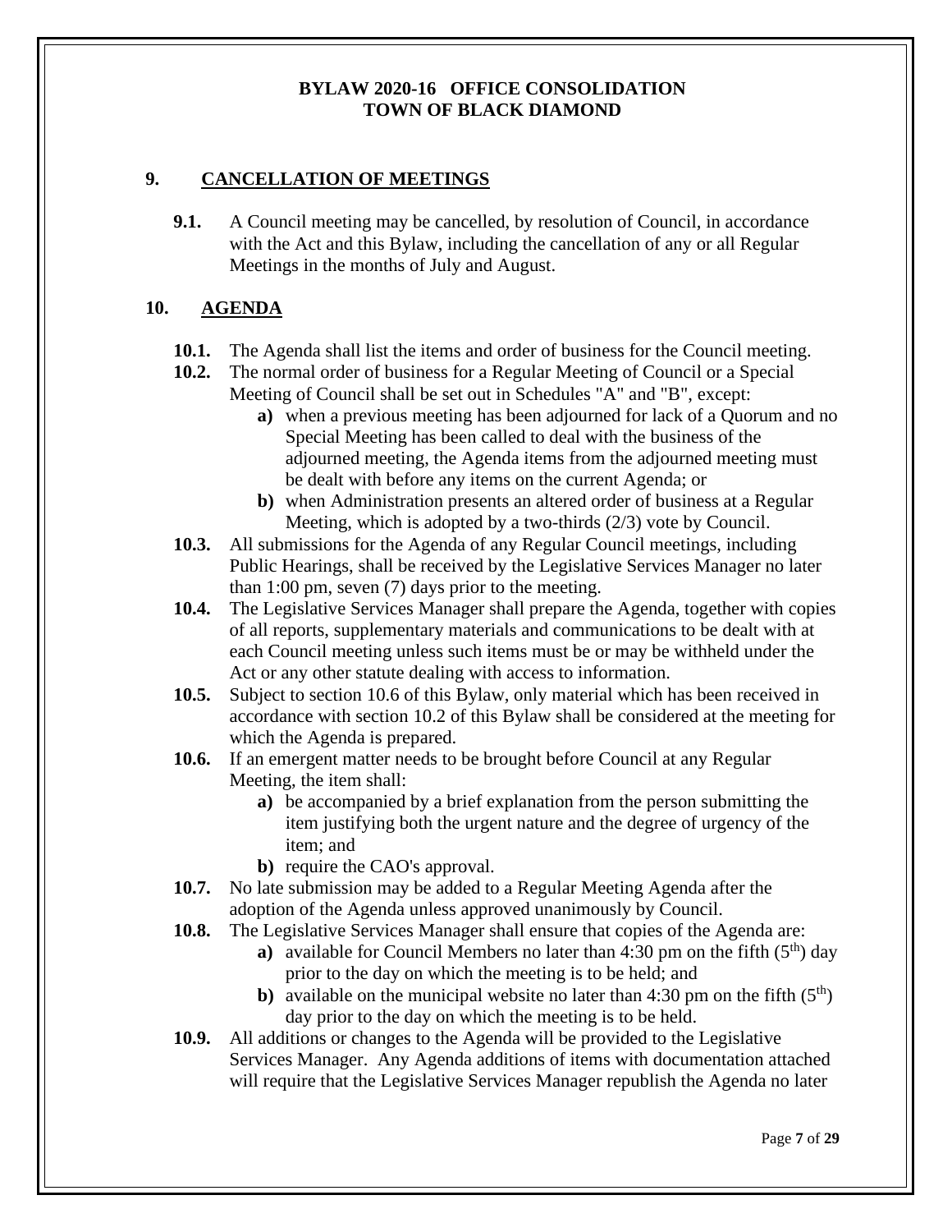## 9. CANCELLATION OF MEETINGS

**9.1.** A Council meeting may be cancelled, by resolution of Council, in accordance with the Act and this Bylaw, including the cancellation of any or all Regular Meetings in the months of July and August.

## 10. AGENDA

**10.1.** The Agenda shall list the items and order of business for the Council meeting.

**10.2.** The normal order of business for a Regular Meeting of Council or a Special Meeting of Council shall be set out in Schedules "A" and "B", except:

- **a)** when a previous meeting has been adjourned for lack of a Quorum and no Special Meeting has been called to deal with the business of the adjourned meeting, the Agenda items from the adjourned meeting must be dealt with before any items on the current Agenda; or
- **b)** when Administration presents an altered order of business at a Regular Meeting, which is adopted by a two-thirds (2/3) vote by Council.

**10.3.** All submissions for the Agenda of any Regular Council meetings, including Public Hearings, shall be received by the Legislative Services Manager no later than 1:00 pm, seven (7) days prior to the meeting.

**10.4.** The Legislative Services Manager shall prepare the Agenda, together with copies of all reports, supplementary materials and communications to be dealt with at each Council meeting unless such items must be or may be withheld under the Act or any other statute dealing with access to information.

**10.5.** Subject to section 10.6 of this Bylaw, only material which has been received in accordance with section 10.2 of this Bylaw shall be considered at the meeting for which the Agenda is prepared.

**10.6.** If an emergent matter needs to be brought before Council at any Regular Meeting, the item shall:

- **a)** be accompanied by a brief explanation from the person submitting the item justifying both the urgent nature and the degree of urgency of the item; and
- **b)** require the CAO's approval.

**10.7.** No late submission may be added to a Regular Meeting Agenda after the adoption of the Agenda unless approved unanimously by Council.

**10.8.** The Legislative Services Manager shall ensure that copies of the Agenda are:

- **a)** available for Council Members no later than 4:30 pm on the fifth (5th) day prior to the day on which the meeting is to be held; and
- **b)** available on the municipal website no later than 4:30 pm on the fifth (5th) day prior to the day on which the meeting is to be held.

**10.9.** All additions or changes to the Agenda will be provided to the Legislative Services Manager. Any Agenda additions of items with documentation attached will require that the Legislative Services Manager republish the Agenda no later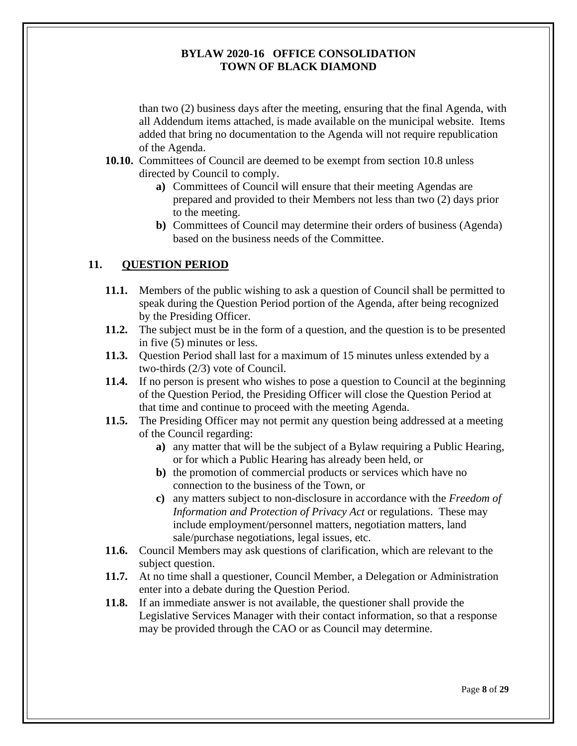than two (2) business days after the meeting, ensuring that the final Agenda, with all Addendum items attached, is made available on the municipal website. Items added that bring no documentation to the Agenda will not require republication of the Agenda.

**10.10.** Committees of Council are deemed to be exempt from section 10.8 unless directed by Council to comply.

- **a)** Committees of Council will ensure that their meeting Agendas are prepared and provided to their Members not less than two (2) days prior to the meeting.
- **b)** Committees of Council may determine their orders of business (Agenda) based on the business needs of the Committee.

## 11. QUESTION PERIOD

**11.1.** Members of the public wishing to ask a question of Council shall be permitted to speak during the Question Period portion of the Agenda, after being recognized by the Presiding Officer.

**11.2.** The subject must be in the form of a question, and the question is to be presented in five (5) minutes or less.

**11.3.** Question Period shall last for a maximum of 15 minutes unless extended by a two-thirds (2/3) vote of Council.

**11.4.** If no person is present who wishes to pose a question to Council at the beginning of the Question Period, the Presiding Officer will close the Question Period at that time and continue to proceed with the meeting Agenda.

**11.5.** The Presiding Officer may not permit any question being addressed at a meeting of the Council regarding:

- **a)** any matter that will be the subject of a Bylaw requiring a Public Hearing, or for which a Public Hearing has already been held, or
- **b)** the promotion of commercial products or services which have no connection to the business of the Town, or
- **c)** any matters subject to non-disclosure in accordance with the *Freedom of Information and Protection of Privacy Act* or regulations. These may include employment/personnel matters, negotiation matters, land sale/purchase negotiations, legal issues, etc.

**11.6.** Council Members may ask questions of clarification, which are relevant to the subject question.

**11.7.** At no time shall a questioner, Council Member, a Delegation or Administration enter into a debate during the Question Period.

**11.8.** If an immediate answer is not available, the questioner shall provide the Legislative Services Manager with their contact information, so that a response may be provided through the CAO or as Council may determine.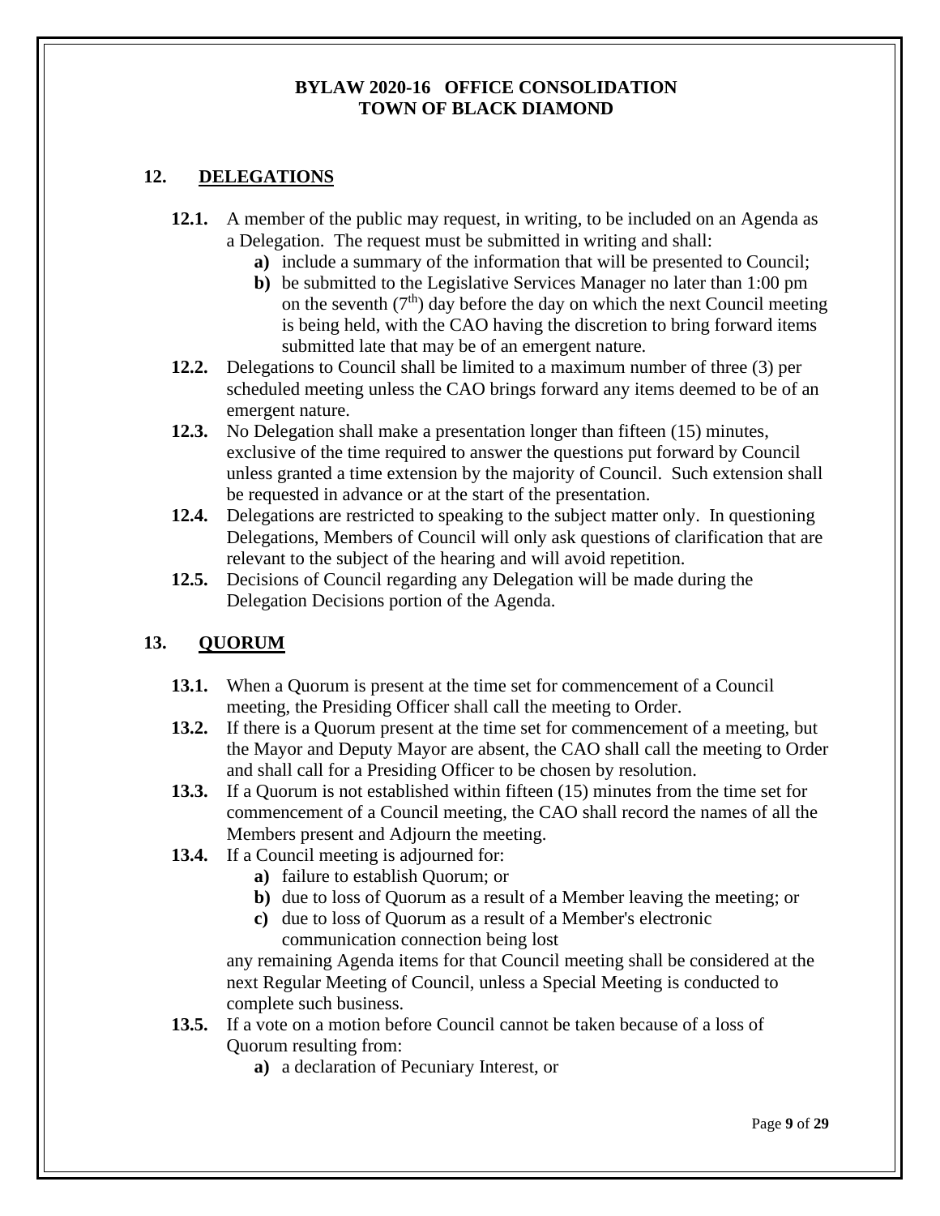## 12. DELEGATIONS

**12.1.** A member of the public may request, in writing, to be included on an Agenda as a Delegation. The request must be submitted in writing and shall:

- **a)** include a summary of the information that will be presented to Council;
- **b)** be submitted to the Legislative Services Manager no later than 1:00 pm on the seventh ($7^{th}$) day before the day on which the next Council meeting is being held, with the CAO having the discretion to bring forward items submitted late that may be of an emergent nature.

**12.2.** Delegations to Council shall be limited to a maximum number of three (3) per scheduled meeting unless the CAO brings forward any items deemed to be of an emergent nature.

**12.3.** No Delegation shall make a presentation longer than fifteen (15) minutes, exclusive of the time required to answer the questions put forward by Council unless granted a time extension by the majority of Council. Such extension shall be requested in advance or at the start of the presentation.

**12.4.** Delegations are restricted to speaking to the subject matter only. In questioning Delegations, Members of Council will only ask questions of clarification that are relevant to the subject of the hearing and will avoid repetition.

**12.5.** Decisions of Council regarding any Delegation will be made during the Delegation Decisions portion of the Agenda.

## 13. QUORUM

**13.1.** When a Quorum is present at the time set for commencement of a Council meeting, the Presiding Officer shall call the meeting to Order.

**13.2.** If there is a Quorum present at the time set for commencement of a meeting, but the Mayor and Deputy Mayor are absent, the CAO shall call the meeting to Order and shall call for a Presiding Officer to be chosen by resolution.

**13.3.** If a Quorum is not established within fifteen (15) minutes from the time set for commencement of a Council meeting, the CAO shall record the names of all the Members present and Adjourn the meeting.

**13.4.** If a Council meeting is adjourned for:

- **a)** failure to establish Quorum; or
- **b)** due to loss of Quorum as a result of a Member leaving the meeting; or
- **c)** due to loss of Quorum as a result of a Member's electronic communication connection being lost

any remaining Agenda items for that Council meeting shall be considered at the next Regular Meeting of Council, unless a Special Meeting is conducted to complete such business.

**13.5.** If a vote on a motion before Council cannot be taken because of a loss of Quorum resulting from:

- **a)** a declaration of Pecuniary Interest, or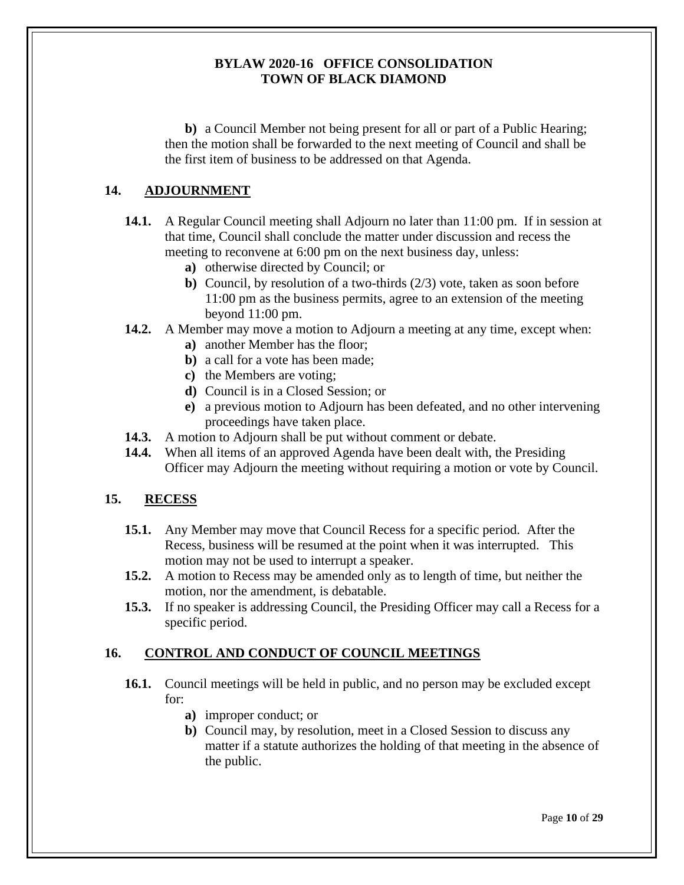**b)** a Council Member not being present for all or part of a Public Hearing; then the motion shall be forwarded to the next meeting of Council and shall be the first item of business to be addressed on that Agenda.

## 14. ADJOURNMENT

**14.1.** A Regular Council meeting shall Adjourn no later than 11:00 pm. If in session at that time, Council shall conclude the matter under discussion and recess the meeting to reconvene at 6:00 pm on the next business day, unless:

- **a)** otherwise directed by Council; or
- **b)** Council, by resolution of a two-thirds (2/3) vote, taken as soon before 11:00 pm as the business permits, agree to an extension of the meeting beyond 11:00 pm.

**14.2.** A Member may move a motion to Adjourn a meeting at any time, except when:

- **a)** another Member has the floor;
- **b)** a call for a vote has been made;
- **c)** the Members are voting;
- **d)** Council is in a Closed Session; or
- **e)** a previous motion to Adjourn has been defeated, and no other intervening proceedings have taken place.

**14.3.** A motion to Adjourn shall be put without comment or debate.

**14.4.** When all items of an approved Agenda have been dealt with, the Presiding Officer may Adjourn the meeting without requiring a motion or vote by Council.

## 15. RECESS

**15.1.** Any Member may move that Council Recess for a specific period. After the Recess, business will be resumed at the point when it was interrupted. This motion may not be used to interrupt a speaker.

**15.2.** A motion to Recess may be amended only as to length of time, but neither the motion, nor the amendment, is debatable.

**15.3.** If no speaker is addressing Council, the Presiding Officer may call a Recess for a specific period.

## 16. CONTROL AND CONDUCT OF COUNCIL MEETINGS

**16.1.** Council meetings will be held in public, and no person may be excluded except for:

- **a)** improper conduct; or
- **b)** Council may, by resolution, meet in a Closed Session to discuss any matter if a statute authorizes the holding of that meeting in the absence of the public.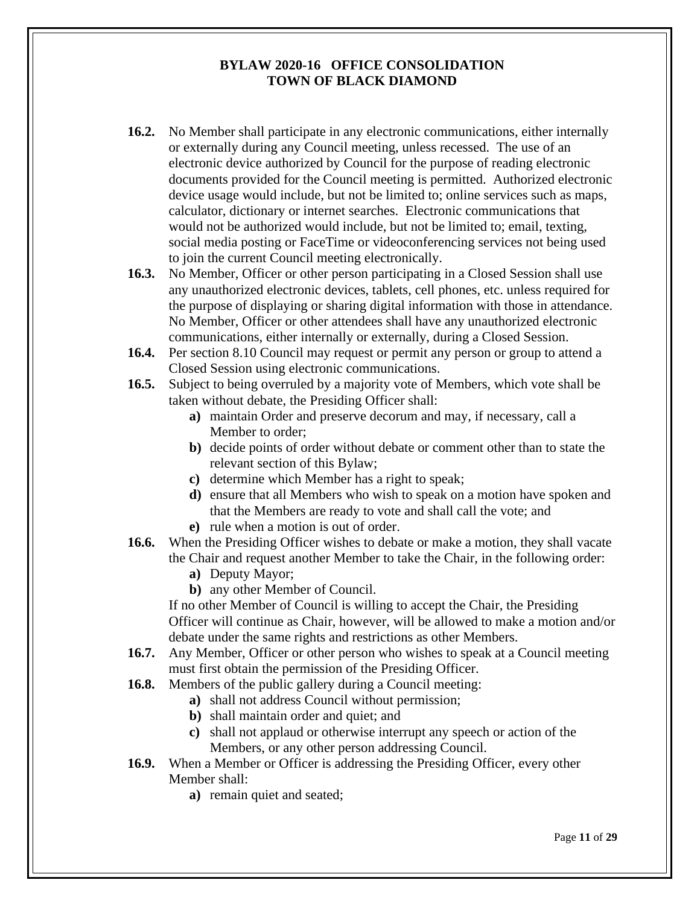**16.2.** No Member shall participate in any electronic communications, either internally or externally during any Council meeting, unless recessed. The use of an electronic device authorized by Council for the purpose of reading electronic documents provided for the Council meeting is permitted. Authorized electronic device usage would include, but not be limited to; online services such as maps, calculator, dictionary or internet searches. Electronic communications that would not be authorized would include, but not be limited to; email, texting, social media posting or FaceTime or videoconferencing services not being used to join the current Council meeting electronically.

**16.3.** No Member, Officer or other person participating in a Closed Session shall use any unauthorized electronic devices, tablets, cell phones, etc. unless required for the purpose of displaying or sharing digital information with those in attendance. No Member, Officer or other attendees shall have any unauthorized electronic communications, either internally or externally, during a Closed Session.

**16.4.** Per section 8.10 Council may request or permit any person or group to attend a Closed Session using electronic communications.

**16.5.** Subject to being overruled by a majority vote of Members, which vote shall be taken without debate, the Presiding Officer shall:

- **a)** maintain Order and preserve decorum and may, if necessary, call a Member to order;
- **b)** decide points of order without debate or comment other than to state the relevant section of this Bylaw;
- **c)** determine which Member has a right to speak;
- **d)** ensure that all Members who wish to speak on a motion have spoken and that the Members are ready to vote and shall call the vote; and
- **e)** rule when a motion is out of order.

**16.6.** When the Presiding Officer wishes to debate or make a motion, they shall vacate the Chair and request another Member to take the Chair, in the following order:

- **a)** Deputy Mayor;
- **b)** any other Member of Council.

If no other Member of Council is willing to accept the Chair, the Presiding Officer will continue as Chair, however, will be allowed to make a motion and/or debate under the same rights and restrictions as other Members.

**16.7.** Any Member, Officer or other person who wishes to speak at a Council meeting must first obtain the permission of the Presiding Officer.

**16.8.** Members of the public gallery during a Council meeting:

- **a)** shall not address Council without permission;
- **b)** shall maintain order and quiet; and
- **c)** shall not applaud or otherwise interrupt any speech or action of the Members, or any other person addressing Council.

**16.9.** When a Member or Officer is addressing the Presiding Officer, every other Member shall:

- **a)** remain quiet and seated;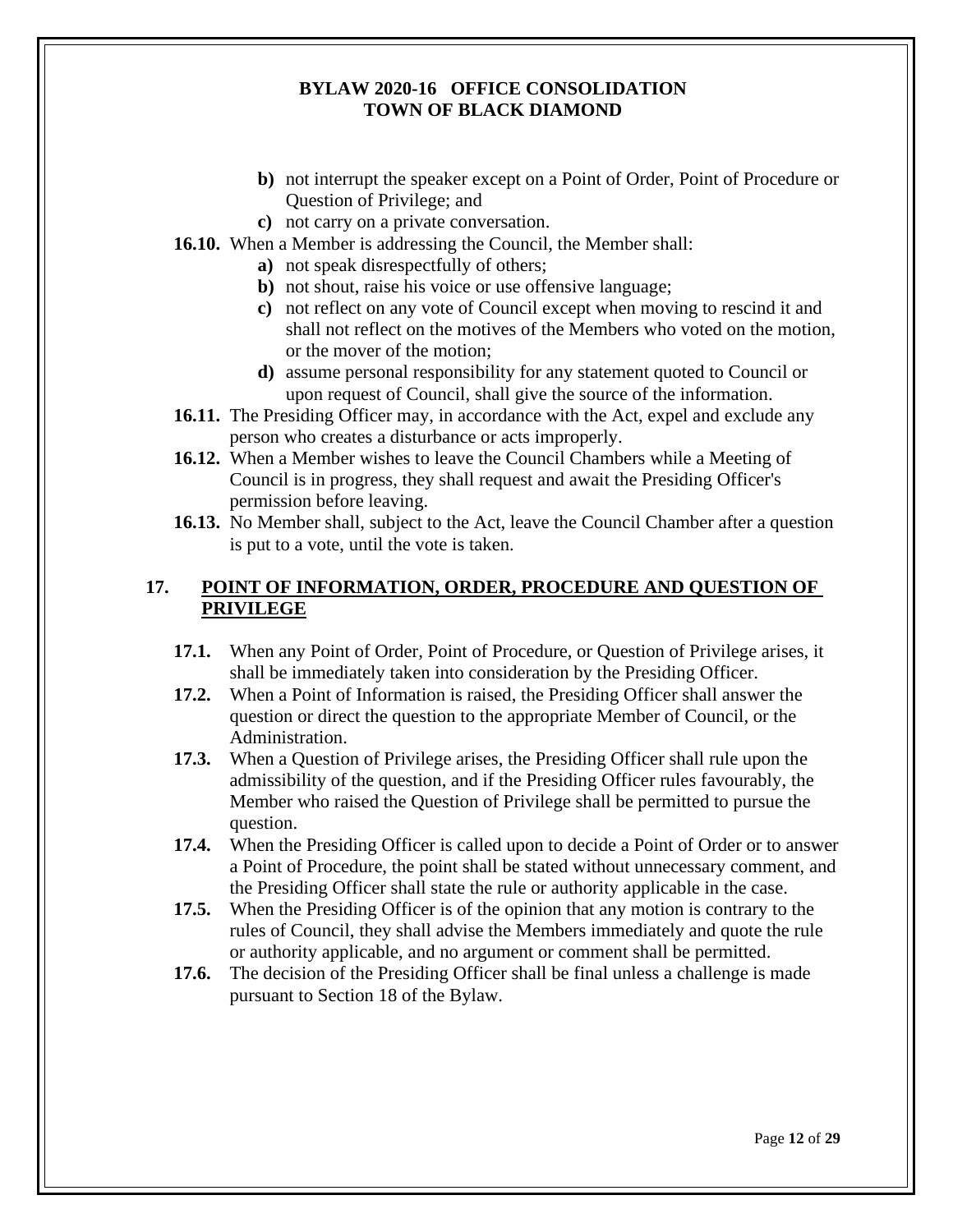- **b)** not interrupt the speaker except on a Point of Order, Point of Procedure or Question of Privilege; and
- **c)** not carry on a private conversation.

**16.10.** When a Member is addressing the Council, the Member shall:

- **a)** not speak disrespectfully of others;
- **b)** not shout, raise his voice or use offensive language;
- **c)** not reflect on any vote of Council except when moving to rescind it and shall not reflect on the motives of the Members who voted on the motion, or the mover of the motion;
- **d)** assume personal responsibility for any statement quoted to Council or upon request of Council, shall give the source of the information.

**16.11.** The Presiding Officer may, in accordance with the Act, expel and exclude any person who creates a disturbance or acts improperly.

**16.12.** When a Member wishes to leave the Council Chambers while a Meeting of Council is in progress, they shall request and await the Presiding Officer's permission before leaving.

**16.13.** No Member shall, subject to the Act, leave the Council Chamber after a question is put to a vote, until the vote is taken.

## 17. POINT OF INFORMATION, ORDER, PROCEDURE AND QUESTION OF PRIVILEGE

**17.1.** When any Point of Order, Point of Procedure, or Question of Privilege arises, it shall be immediately taken into consideration by the Presiding Officer.

**17.2.** When a Point of Information is raised, the Presiding Officer shall answer the question or direct the question to the appropriate Member of Council, or the Administration.

**17.3.** When a Question of Privilege arises, the Presiding Officer shall rule upon the admissibility of the question, and if the Presiding Officer rules favourably, the Member who raised the Question of Privilege shall be permitted to pursue the question.

**17.4.** When the Presiding Officer is called upon to decide a Point of Order or to answer a Point of Procedure, the point shall be stated without unnecessary comment, and the Presiding Officer shall state the rule or authority applicable in the case.

**17.5.** When the Presiding Officer is of the opinion that any motion is contrary to the rules of Council, they shall advise the Members immediately and quote the rule or authority applicable, and no argument or comment shall be permitted.

**17.6.** The decision of the Presiding Officer shall be final unless a challenge is made pursuant to Section 18 of the Bylaw.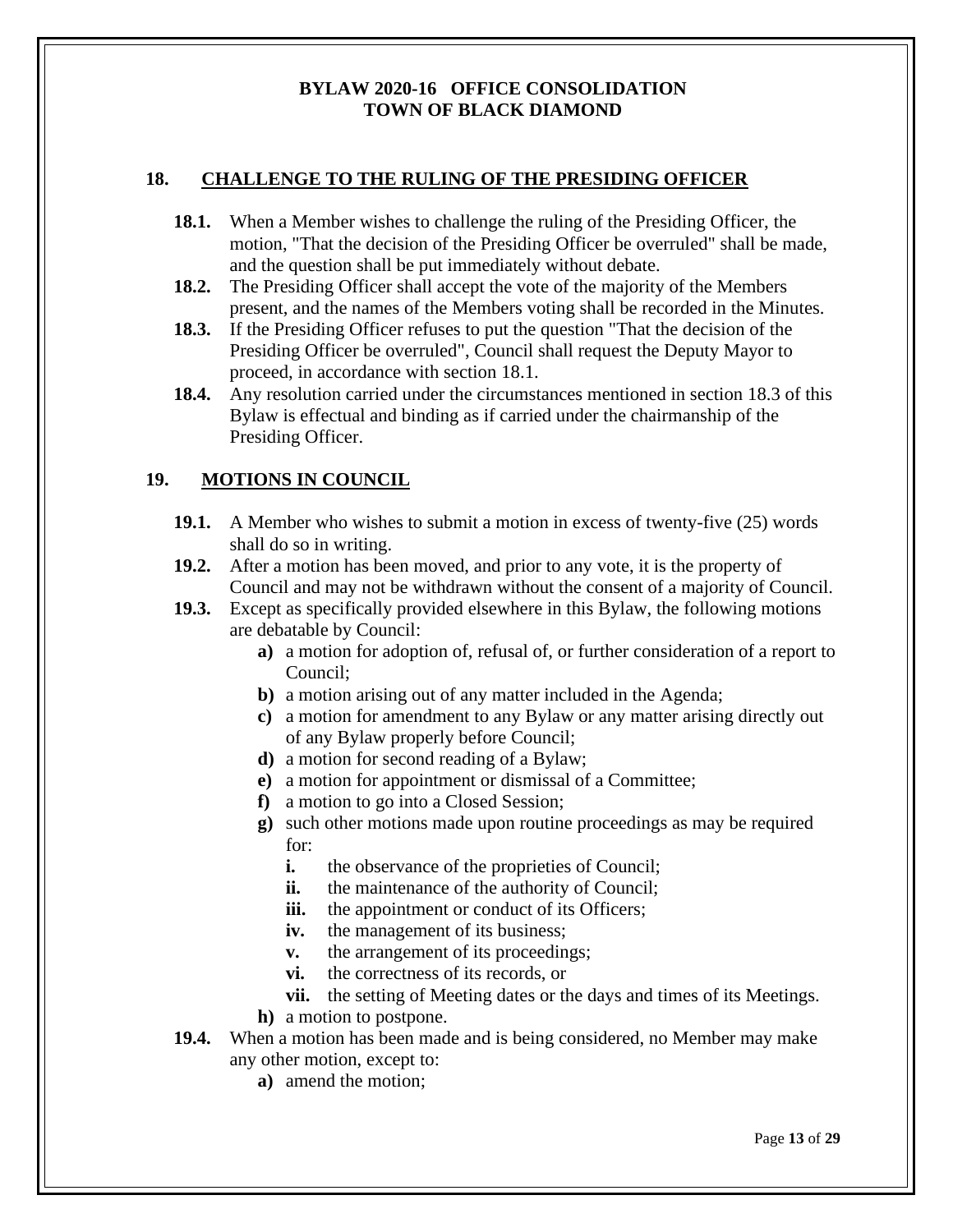## 18. CHALLENGE TO THE RULING OF THE PRESIDING OFFICER

**18.1.** When a Member wishes to challenge the ruling of the Presiding Officer, the motion, "That the decision of the Presiding Officer be overruled" shall be made, and the question shall be put immediately without debate.

**18.2.** The Presiding Officer shall accept the vote of the majority of the Members present, and the names of the Members voting shall be recorded in the Minutes.

**18.3.** If the Presiding Officer refuses to put the question "That the decision of the Presiding Officer be overruled", Council shall request the Deputy Mayor to proceed, in accordance with section 18.1.

**18.4.** Any resolution carried under the circumstances mentioned in section 18.3 of this Bylaw is effectual and binding as if carried under the chairmanship of the Presiding Officer.

## 19. MOTIONS IN COUNCIL

**19.1.** A Member who wishes to submit a motion in excess of twenty-five (25) words shall do so in writing.

**19.2.** After a motion has been moved, and prior to any vote, it is the property of Council and may not be withdrawn without the consent of a majority of Council.

**19.3.** Except as specifically provided elsewhere in this Bylaw, the following motions are debatable by Council:

- **a)** a motion for adoption of, refusal of, or further consideration of a report to Council;
- **b)** a motion arising out of any matter included in the Agenda;
- **c)** a motion for amendment to any Bylaw or any matter arising directly out of any Bylaw properly before Council;
- **d)** a motion for second reading of a Bylaw;
- **e)** a motion for appointment or dismissal of a Committee;
- **f)** a motion to go into a Closed Session;
- **g)** such other motions made upon routine proceedings as may be required for:
  - **i.** the observance of the proprieties of Council;
  - **ii.** the maintenance of the authority of Council;
  - **iii.** the appointment or conduct of its Officers;
  - **iv.** the management of its business;
  - **v.** the arrangement of its proceedings;
  - **vi.** the correctness of its records, or
  - **vii.** the setting of Meeting dates or the days and times of its Meetings.
- **h)** a motion to postpone.

**19.4.** When a motion has been made and is being considered, no Member may make any other motion, except to:

- **a)** amend the motion;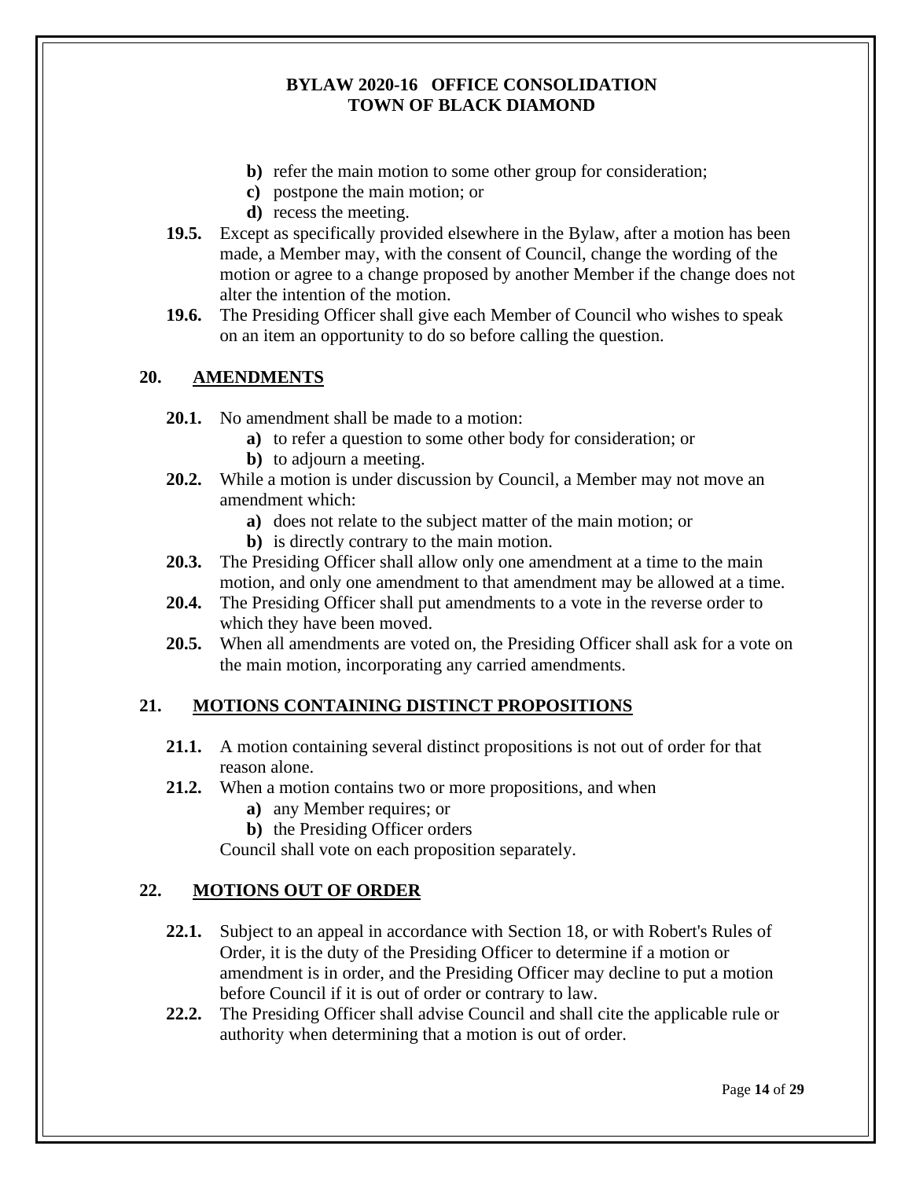- **b)** refer the main motion to some other group for consideration;
- **c)** postpone the main motion; or
- **d)** recess the meeting.

**19.5.** Except as specifically provided elsewhere in the Bylaw, after a motion has been made, a Member may, with the consent of Council, change the wording of the motion or agree to a change proposed by another Member if the change does not alter the intention of the motion.

**19.6.** The Presiding Officer shall give each Member of Council who wishes to speak on an item an opportunity to do so before calling the question.

## 20. AMENDMENTS

**20.1.** No amendment shall be made to a motion:

- **a)** to refer a question to some other body for consideration; or
- **b)** to adjourn a meeting.

**20.2.** While a motion is under discussion by Council, a Member may not move an amendment which:

- **a)** does not relate to the subject matter of the main motion; or
- **b)** is directly contrary to the main motion.

**20.3.** The Presiding Officer shall allow only one amendment at a time to the main motion, and only one amendment to that amendment may be allowed at a time.

**20.4.** The Presiding Officer shall put amendments to a vote in the reverse order to which they have been moved.

**20.5.** When all amendments are voted on, the Presiding Officer shall ask for a vote on the main motion, incorporating any carried amendments.

## 21. MOTIONS CONTAINING DISTINCT PROPOSITIONS

**21.1.** A motion containing several distinct propositions is not out of order for that reason alone.

**21.2.** When a motion contains two or more propositions, and when

- **a)** any Member requires; or
- **b)** the Presiding Officer orders

Council shall vote on each proposition separately.

## 22. MOTIONS OUT OF ORDER

**22.1.** Subject to an appeal in accordance with Section 18, or with Robert's Rules of Order, it is the duty of the Presiding Officer to determine if a motion or amendment is in order, and the Presiding Officer may decline to put a motion before Council if it is out of order or contrary to law.

**22.2.** The Presiding Officer shall advise Council and shall cite the applicable rule or authority when determining that a motion is out of order.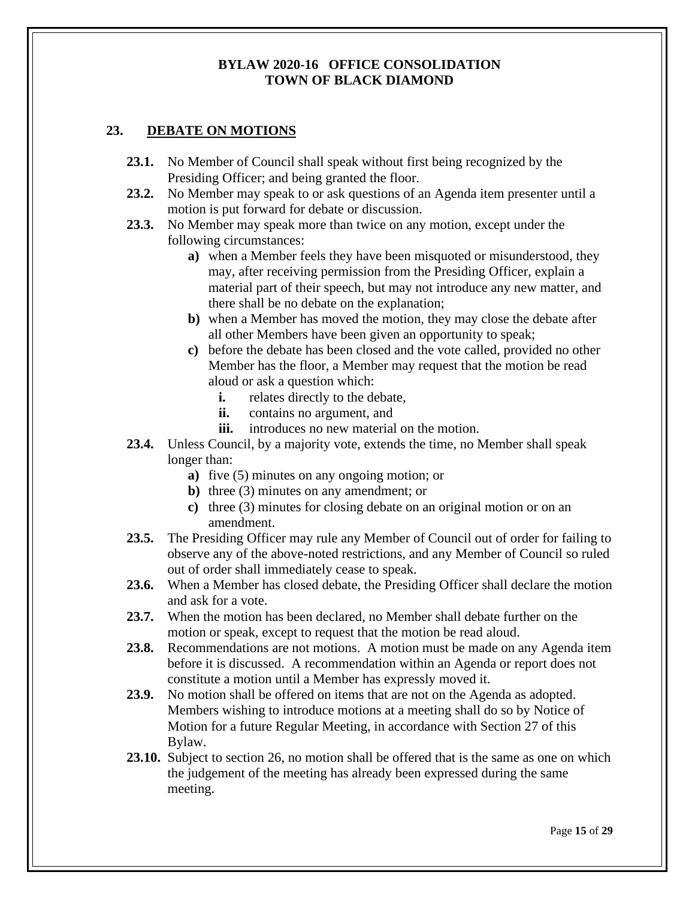## 23. DEBATE ON MOTIONS

**23.1.** No Member of Council shall speak without first being recognized by the Presiding Officer; and being granted the floor.

**23.2.** No Member may speak to or ask questions of an Agenda item presenter until a motion is put forward for debate or discussion.

**23.3.** No Member may speak more than twice on any motion, except under the following circumstances:

- **a)** when a Member feels they have been misquoted or misunderstood, they may, after receiving permission from the Presiding Officer, explain a material part of their speech, but may not introduce any new matter, and there shall be no debate on the explanation;
- **b)** when a Member has moved the motion, they may close the debate after all other Members have been given an opportunity to speak;
- **c)** before the debate has been closed and the vote called, provided no other Member has the floor, a Member may request that the motion be read aloud or ask a question which:
  - **i.** relates directly to the debate,
  - **ii.** contains no argument, and
  - **iii.** introduces no new material on the motion.

**23.4.** Unless Council, by a majority vote, extends the time, no Member shall speak longer than:

- **a)** five (5) minutes on any ongoing motion; or
- **b)** three (3) minutes on any amendment; or
- **c)** three (3) minutes for closing debate on an original motion or on an amendment.

**23.5.** The Presiding Officer may rule any Member of Council out of order for failing to observe any of the above-noted restrictions, and any Member of Council so ruled out of order shall immediately cease to speak.

**23.6.** When a Member has closed debate, the Presiding Officer shall declare the motion and ask for a vote.

**23.7.** When the motion has been declared, no Member shall debate further on the motion or speak, except to request that the motion be read aloud.

**23.8.** Recommendations are not motions. A motion must be made on any Agenda item before it is discussed. A recommendation within an Agenda or report does not constitute a motion until a Member has expressly moved it.

**23.9.** No motion shall be offered on items that are not on the Agenda as adopted. Members wishing to introduce motions at a meeting shall do so by Notice of Motion for a future Regular Meeting, in accordance with Section 27 of this Bylaw.

**23.10.** Subject to section 26, no motion shall be offered that is the same as one on which the judgement of the meeting has already been expressed during the same meeting.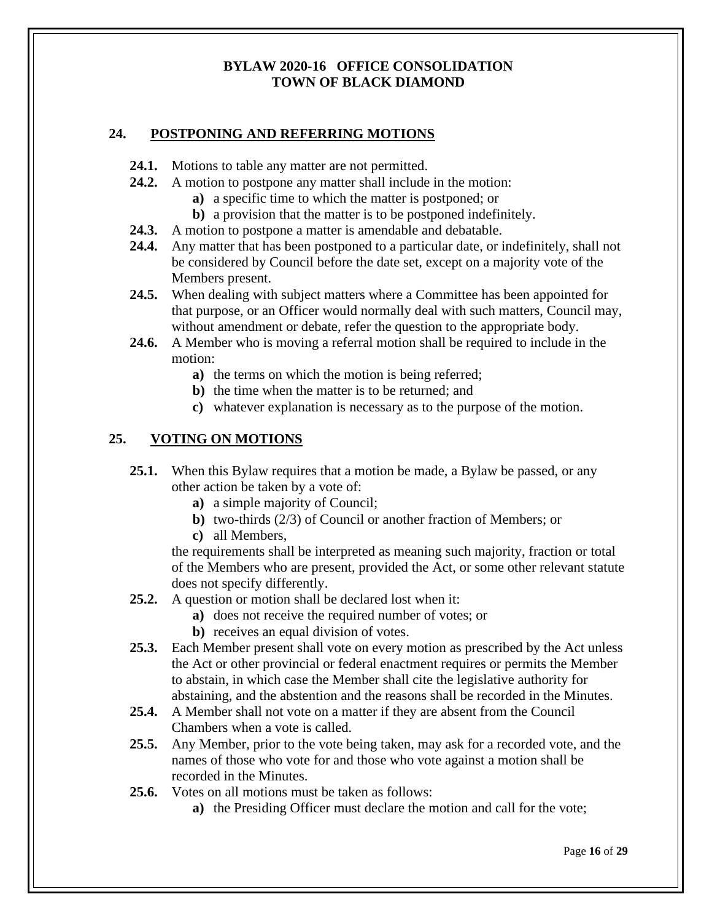## 24. POSTPONING AND REFERRING MOTIONS

**24.1.** Motions to table any matter are not permitted.

**24.2.** A motion to postpone any matter shall include in the motion:

- **a)** a specific time to which the matter is postponed; or
- **b)** a provision that the matter is to be postponed indefinitely.

**24.3.** A motion to postpone a matter is amendable and debatable.

**24.4.** Any matter that has been postponed to a particular date, or indefinitely, shall not be considered by Council before the date set, except on a majority vote of the Members present.

**24.5.** When dealing with subject matters where a Committee has been appointed for that purpose, or an Officer would normally deal with such matters, Council may, without amendment or debate, refer the question to the appropriate body.

**24.6.** A Member who is moving a referral motion shall be required to include in the motion:

- **a)** the terms on which the motion is being referred;
- **b)** the time when the matter is to be returned; and
- **c)** whatever explanation is necessary as to the purpose of the motion.

## 25. VOTING ON MOTIONS

**25.1.** When this Bylaw requires that a motion be made, a Bylaw be passed, or any other action be taken by a vote of:

- **a)** a simple majority of Council;
- **b)** two-thirds (2/3) of Council or another fraction of Members; or
- **c)** all Members,

the requirements shall be interpreted as meaning such majority, fraction or total of the Members who are present, provided the Act, or some other relevant statute does not specify differently.

**25.2.** A question or motion shall be declared lost when it:

- **a)** does not receive the required number of votes; or
- **b)** receives an equal division of votes.

**25.3.** Each Member present shall vote on every motion as prescribed by the Act unless the Act or other provincial or federal enactment requires or permits the Member to abstain, in which case the Member shall cite the legislative authority for abstaining, and the abstention and the reasons shall be recorded in the Minutes.

**25.4.** A Member shall not vote on a matter if they are absent from the Council Chambers when a vote is called.

**25.5.** Any Member, prior to the vote being taken, may ask for a recorded vote, and the names of those who vote for and those who vote against a motion shall be recorded in the Minutes.

**25.6.** Votes on all motions must be taken as follows:

- **a)** the Presiding Officer must declare the motion and call for the vote;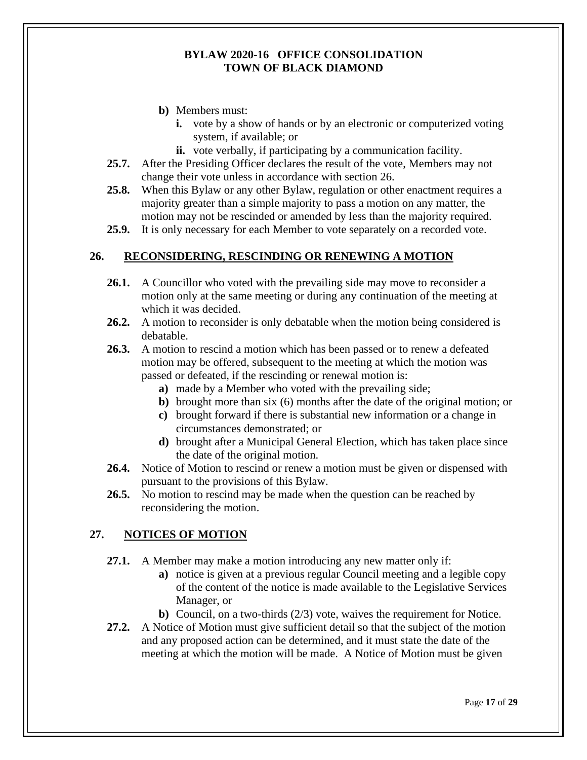- **b)** Members must:
  - **i.** vote by a show of hands or by an electronic or computerized voting system, if available; or
  - **ii.** vote verbally, if participating by a communication facility.

**25.7.** After the Presiding Officer declares the result of the vote, Members may not change their vote unless in accordance with section 26.

**25.8.** When this Bylaw or any other Bylaw, regulation or other enactment requires a majority greater than a simple majority to pass a motion on any matter, the motion may not be rescinded or amended by less than the majority required.

**25.9.** It is only necessary for each Member to vote separately on a recorded vote.

## 26. RECONSIDERING, RESCINDING OR RENEWING A MOTION

**26.1.** A Councillor who voted with the prevailing side may move to reconsider a motion only at the same meeting or during any continuation of the meeting at which it was decided.

**26.2.** A motion to reconsider is only debatable when the motion being considered is debatable.

**26.3.** A motion to rescind a motion which has been passed or to renew a defeated motion may be offered, subsequent to the meeting at which the motion was passed or defeated, if the rescinding or renewal motion is:

- **a)** made by a Member who voted with the prevailing side;
- **b)** brought more than six (6) months after the date of the original motion; or
- **c)** brought forward if there is substantial new information or a change in circumstances demonstrated; or
- **d)** brought after a Municipal General Election, which has taken place since the date of the original motion.

**26.4.** Notice of Motion to rescind or renew a motion must be given or dispensed with pursuant to the provisions of this Bylaw.

**26.5.** No motion to rescind may be made when the question can be reached by reconsidering the motion.

## 27. NOTICES OF MOTION

**27.1.** A Member may make a motion introducing any new matter only if:

- **a)** notice is given at a previous regular Council meeting and a legible copy of the content of the notice is made available to the Legislative Services Manager, or
- **b)** Council, on a two-thirds (2/3) vote, waives the requirement for Notice.

**27.2.** A Notice of Motion must give sufficient detail so that the subject of the motion and any proposed action can be determined, and it must state the date of the meeting at which the motion will be made. A Notice of Motion must be given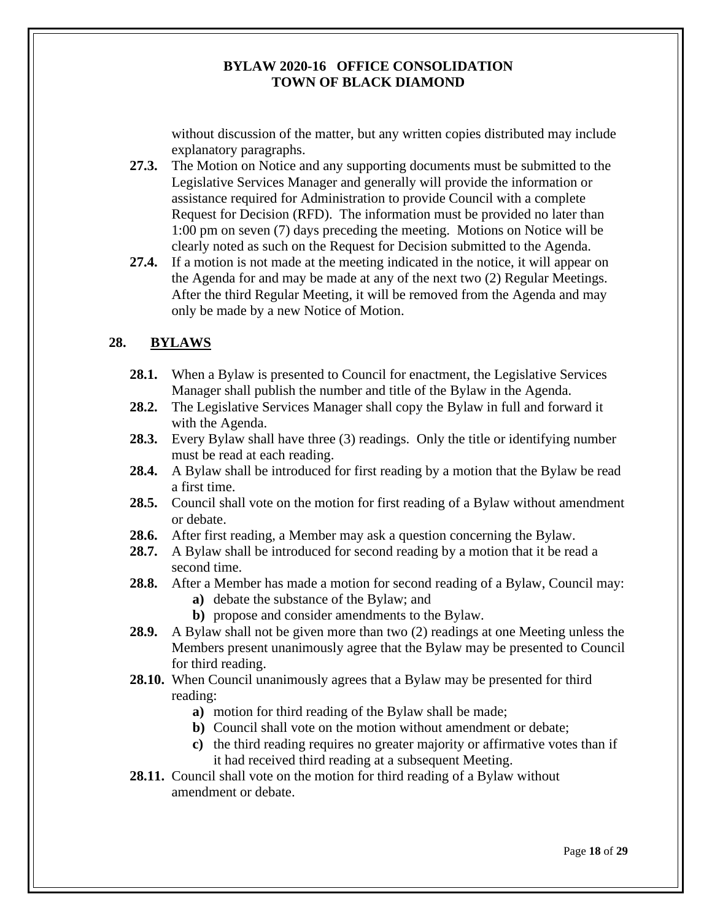without discussion of the matter, but any written copies distributed may include explanatory paragraphs.

**27.3.** The Motion on Notice and any supporting documents must be submitted to the Legislative Services Manager and generally will provide the information or assistance required for Administration to provide Council with a complete Request for Decision (RFD). The information must be provided no later than 1:00 pm on seven (7) days preceding the meeting. Motions on Notice will be clearly noted as such on the Request for Decision submitted to the Agenda.

**27.4.** If a motion is not made at the meeting indicated in the notice, it will appear on the Agenda for and may be made at any of the next two (2) Regular Meetings. After the third Regular Meeting, it will be removed from the Agenda and may only be made by a new Notice of Motion.

## 28. BYLAWS

**28.1.** When a Bylaw is presented to Council for enactment, the Legislative Services Manager shall publish the number and title of the Bylaw in the Agenda.

**28.2.** The Legislative Services Manager shall copy the Bylaw in full and forward it with the Agenda.

**28.3.** Every Bylaw shall have three (3) readings. Only the title or identifying number must be read at each reading.

**28.4.** A Bylaw shall be introduced for first reading by a motion that the Bylaw be read a first time.

**28.5.** Council shall vote on the motion for first reading of a Bylaw without amendment or debate.

**28.6.** After first reading, a Member may ask a question concerning the Bylaw.

**28.7.** A Bylaw shall be introduced for second reading by a motion that it be read a second time.

**28.8.** After a Member has made a motion for second reading of a Bylaw, Council may:

- **a)** debate the substance of the Bylaw; and
- **b)** propose and consider amendments to the Bylaw.

**28.9.** A Bylaw shall not be given more than two (2) readings at one Meeting unless the Members present unanimously agree that the Bylaw may be presented to Council for third reading.

**28.10.** When Council unanimously agrees that a Bylaw may be presented for third reading:

- **a)** motion for third reading of the Bylaw shall be made;
- **b)** Council shall vote on the motion without amendment or debate;
- **c)** the third reading requires no greater majority or affirmative votes than if it had received third reading at a subsequent Meeting.

**28.11.** Council shall vote on the motion for third reading of a Bylaw without amendment or debate.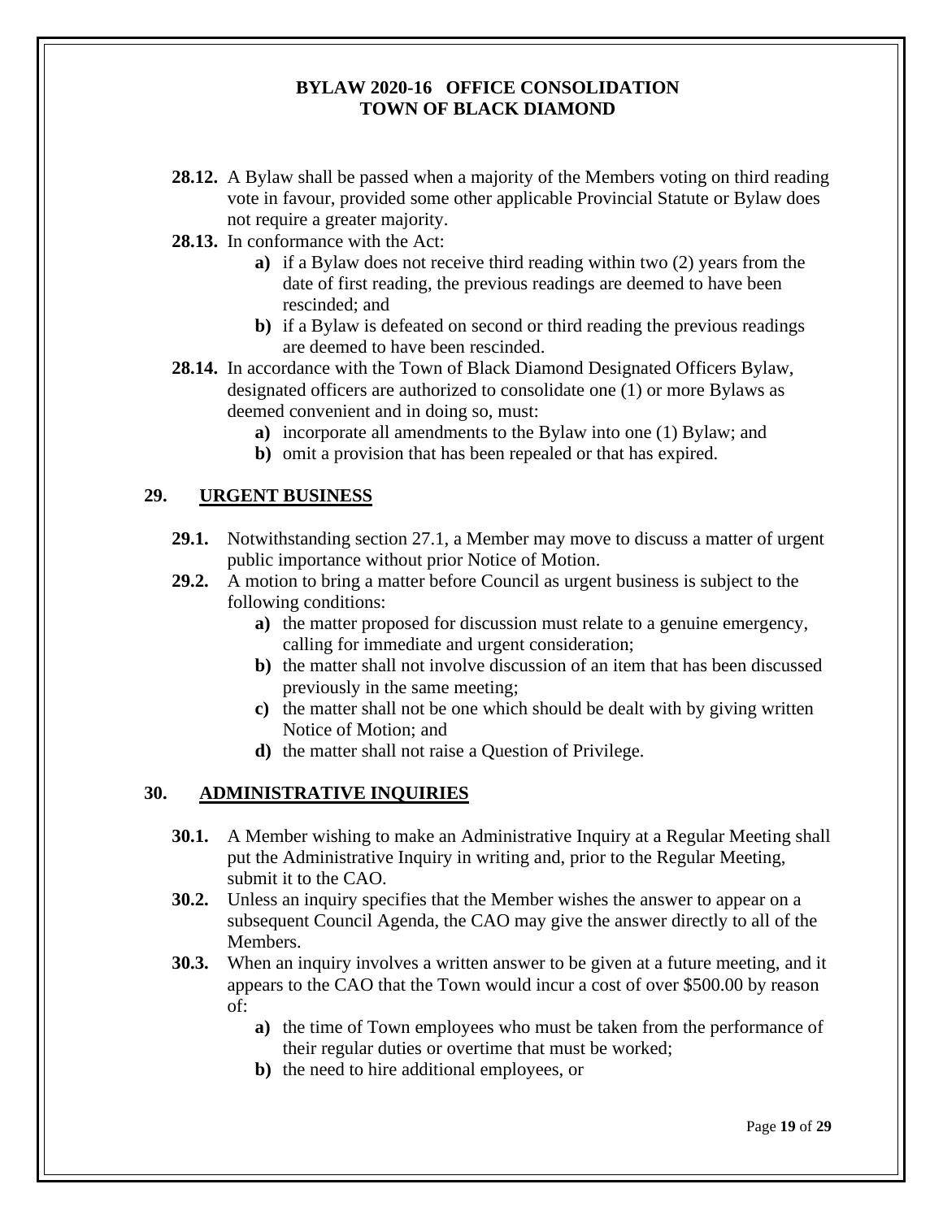**28.12.** A Bylaw shall be passed when a majority of the Members voting on third reading vote in favour, provided some other applicable Provincial Statute or Bylaw does not require a greater majority.

**28.13.** In conformance with the Act:

- **a)** if a Bylaw does not receive third reading within two (2) years from the date of first reading, the previous readings are deemed to have been rescinded; and
- **b)** if a Bylaw is defeated on second or third reading the previous readings are deemed to have been rescinded.

**28.14.** In accordance with the Town of Black Diamond Designated Officers Bylaw, designated officers are authorized to consolidate one (1) or more Bylaws as deemed convenient and in doing so, must:

- **a)** incorporate all amendments to the Bylaw into one (1) Bylaw; and
- **b)** omit a provision that has been repealed or that has expired.

## 29. URGENT BUSINESS

**29.1.** Notwithstanding section 27.1, a Member may move to discuss a matter of urgent public importance without prior Notice of Motion.

**29.2.** A motion to bring a matter before Council as urgent business is subject to the following conditions:

- **a)** the matter proposed for discussion must relate to a genuine emergency, calling for immediate and urgent consideration;
- **b)** the matter shall not involve discussion of an item that has been discussed previously in the same meeting;
- **c)** the matter shall not be one which should be dealt with by giving written Notice of Motion; and
- **d)** the matter shall not raise a Question of Privilege.

## 30. ADMINISTRATIVE INQUIRIES

**30.1.** A Member wishing to make an Administrative Inquiry at a Regular Meeting shall put the Administrative Inquiry in writing and, prior to the Regular Meeting, submit it to the CAO.

**30.2.** Unless an inquiry specifies that the Member wishes the answer to appear on a subsequent Council Agenda, the CAO may give the answer directly to all of the Members.

**30.3.** When an inquiry involves a written answer to be given at a future meeting, and it appears to the CAO that the Town would incur a cost of over $500.00 by reason of:

- **a)** the time of Town employees who must be taken from the performance of their regular duties or overtime that must be worked;
- **b)** the need to hire additional employees, or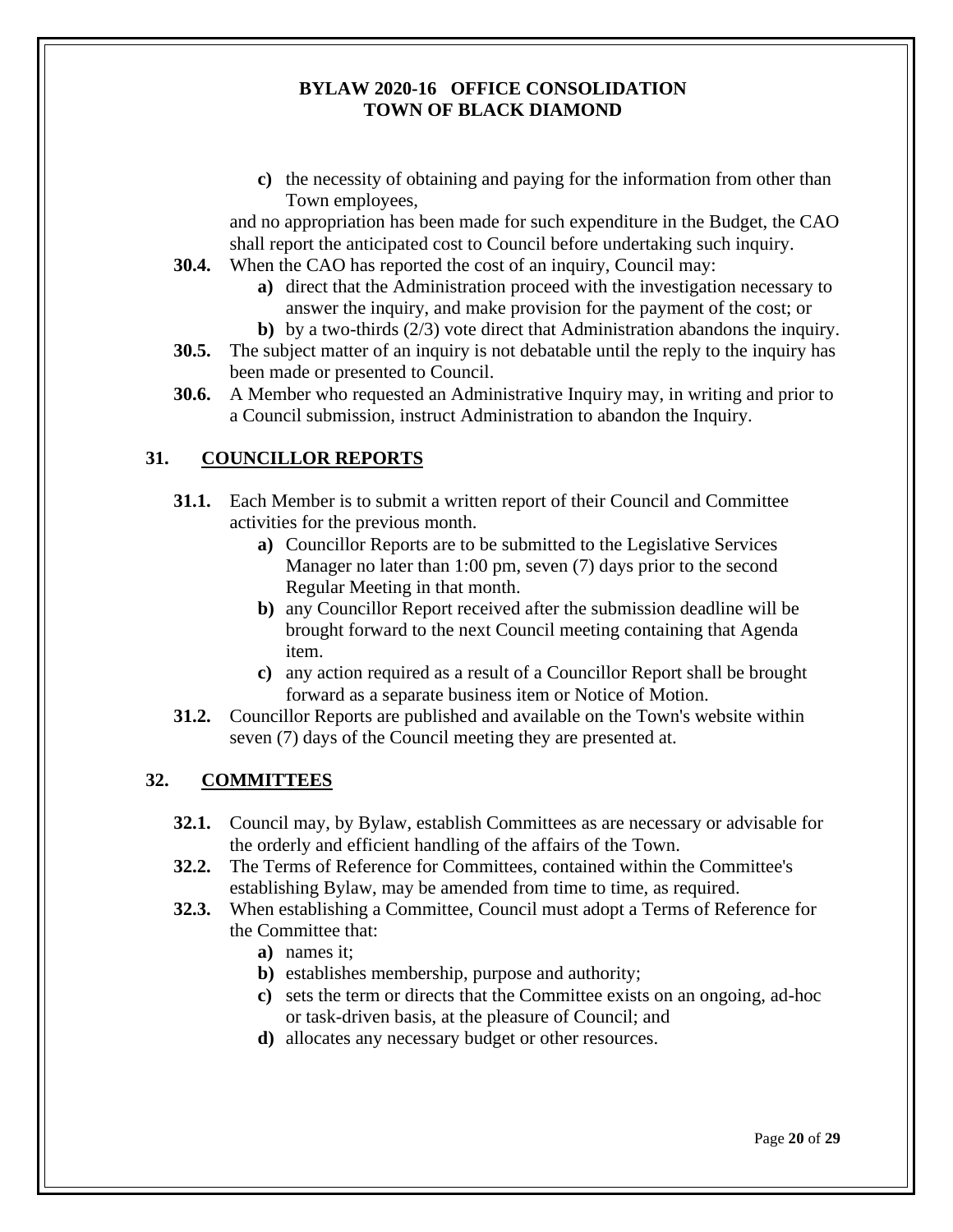c) the necessity of obtaining and paying for the information from other than Town employees,

and no appropriation has been made for such expenditure in the Budget, the CAO shall report the anticipated cost to Council before undertaking such inquiry.

**30.4.** When the CAO has reported the cost of an inquiry, Council may:

- **a)** direct that the Administration proceed with the investigation necessary to answer the inquiry, and make provision for the payment of the cost; or
- **b)** by a two-thirds (2/3) vote direct that Administration abandons the inquiry.

**30.5.** The subject matter of an inquiry is not debatable until the reply to the inquiry has been made or presented to Council.

**30.6.** A Member who requested an Administrative Inquiry may, in writing and prior to a Council submission, instruct Administration to abandon the Inquiry.

## 31. COUNCILLOR REPORTS

**31.1.** Each Member is to submit a written report of their Council and Committee activities for the previous month.

- **a)** Councillor Reports are to be submitted to the Legislative Services Manager no later than 1:00 pm, seven (7) days prior to the second Regular Meeting in that month.
- **b)** any Councillor Report received after the submission deadline will be brought forward to the next Council meeting containing that Agenda item.
- **c)** any action required as a result of a Councillor Report shall be brought forward as a separate business item or Notice of Motion.

**31.2.** Councillor Reports are published and available on the Town's website within seven (7) days of the Council meeting they are presented at.

## 32. COMMITTEES

**32.1.** Council may, by Bylaw, establish Committees as are necessary or advisable for the orderly and efficient handling of the affairs of the Town.

**32.2.** The Terms of Reference for Committees, contained within the Committee's establishing Bylaw, may be amended from time to time, as required.

**32.3.** When establishing a Committee, Council must adopt a Terms of Reference for the Committee that:

- **a)** names it;
- **b)** establishes membership, purpose and authority;
- **c)** sets the term or directs that the Committee exists on an ongoing, ad-hoc or task-driven basis, at the pleasure of Council; and
- **d)** allocates any necessary budget or other resources.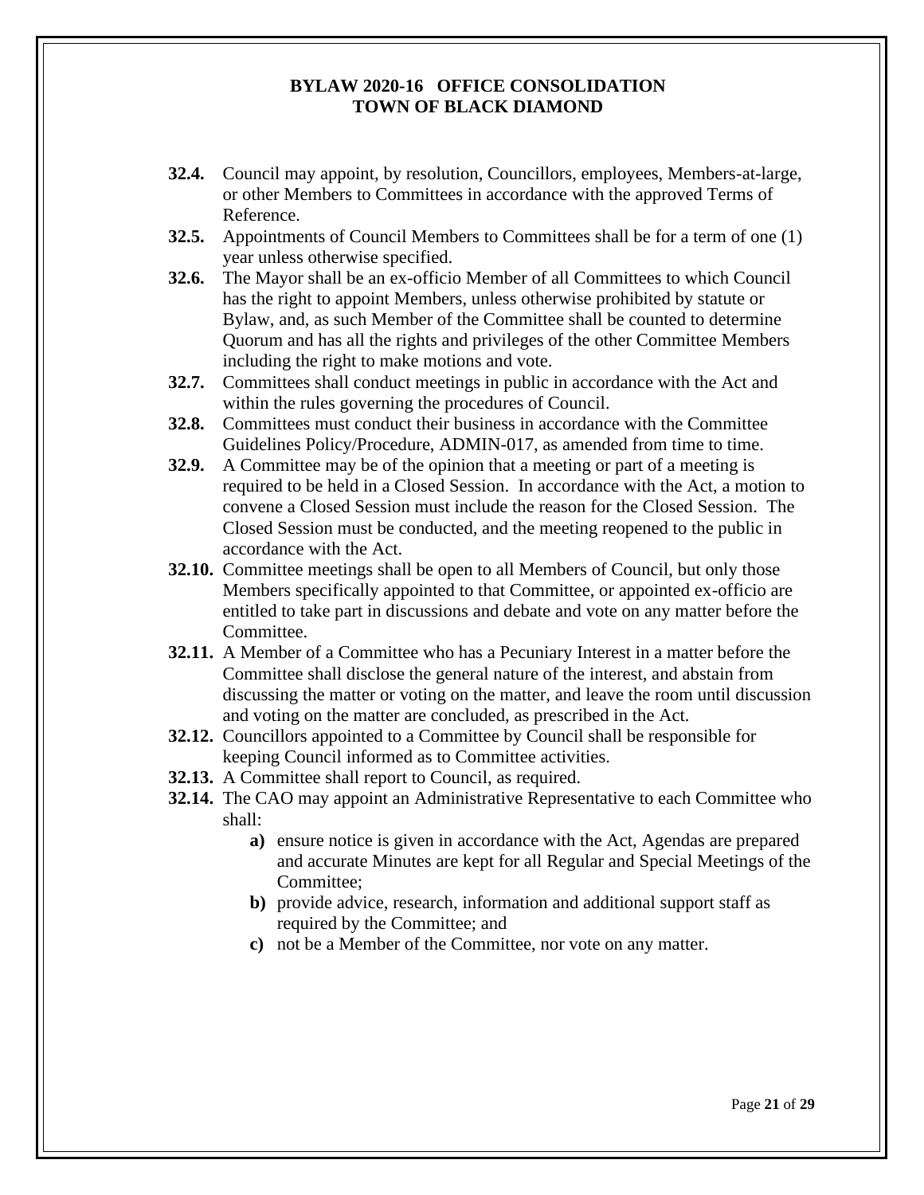**32.4.** Council may appoint, by resolution, Councillors, employees, Members-at-large, or other Members to Committees in accordance with the approved Terms of Reference.

**32.5.** Appointments of Council Members to Committees shall be for a term of one (1) year unless otherwise specified.

**32.6.** The Mayor shall be an ex-officio Member of all Committees to which Council has the right to appoint Members, unless otherwise prohibited by statute or Bylaw, and, as such Member of the Committee shall be counted to determine Quorum and has all the rights and privileges of the other Committee Members including the right to make motions and vote.

**32.7.** Committees shall conduct meetings in public in accordance with the Act and within the rules governing the procedures of Council.

**32.8.** Committees must conduct their business in accordance with the Committee Guidelines Policy/Procedure, ADMIN-017, as amended from time to time.

**32.9.** A Committee may be of the opinion that a meeting or part of a meeting is required to be held in a Closed Session. In accordance with the Act, a motion to convene a Closed Session must include the reason for the Closed Session. The Closed Session must be conducted, and the meeting reopened to the public in accordance with the Act.

**32.10.** Committee meetings shall be open to all Members of Council, but only those Members specifically appointed to that Committee, or appointed ex-officio are entitled to take part in discussions and debate and vote on any matter before the Committee.

**32.11.** A Member of a Committee who has a Pecuniary Interest in a matter before the Committee shall disclose the general nature of the interest, and abstain from discussing the matter or voting on the matter, and leave the room until discussion and voting on the matter are concluded, as prescribed in the Act.

**32.12.** Councillors appointed to a Committee by Council shall be responsible for keeping Council informed as to Committee activities.

**32.13.** A Committee shall report to Council, as required.

**32.14.** The CAO may appoint an Administrative Representative to each Committee who shall:

- **a)** ensure notice is given in accordance with the Act, Agendas are prepared and accurate Minutes are kept for all Regular and Special Meetings of the Committee;
- **b)** provide advice, research, information and additional support staff as required by the Committee; and
- **c)** not be a Member of the Committee, nor vote on any matter.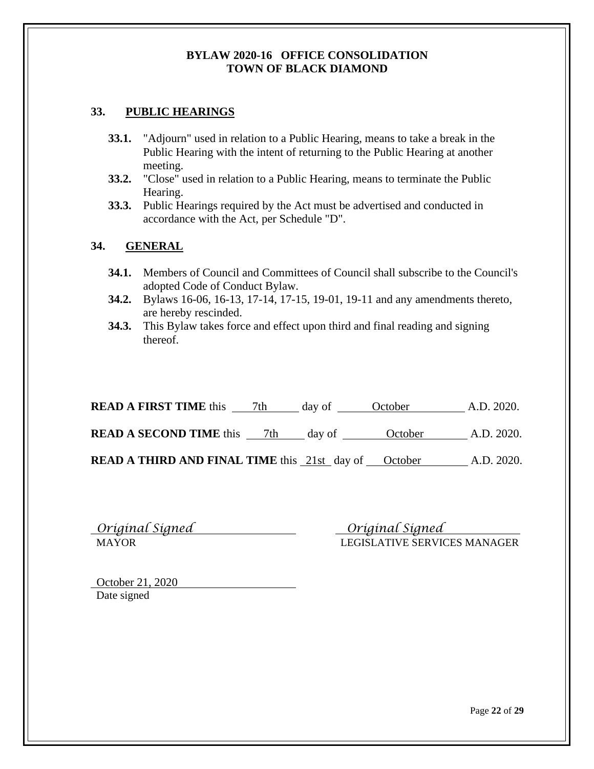## 33. PUBLIC HEARINGS

**33.1.** "Adjourn" used in relation to a Public Hearing, means to take a break in the Public Hearing with the intent of returning to the Public Hearing at another meeting.

**33.2.** "Close" used in relation to a Public Hearing, means to terminate the Public Hearing.

**33.3.** Public Hearings required by the Act must be advertised and conducted in accordance with the Act, per Schedule "D".

## 34. GENERAL

**34.1.** Members of Council and Committees of Council shall subscribe to the Council's adopted Code of Conduct Bylaw.

**34.2.** Bylaws 16-06, 16-13, 17-14, 17-15, 19-01, 19-11 and any amendments thereto, are hereby rescinded.

**34.3.** This Bylaw takes force and effect upon third and final reading and signing thereof.

**READ A FIRST TIME** this 7th day of October A.D. 2020.

**READ A SECOND TIME** this 7th day of October A.D. 2020.

**READ A THIRD AND FINAL TIME** this 21st day of October A.D. 2020.

*Original Signed*
MAYOR

*Original Signed*
LEGISLATIVE SERVICES MANAGER

October 21, 2020
Date signed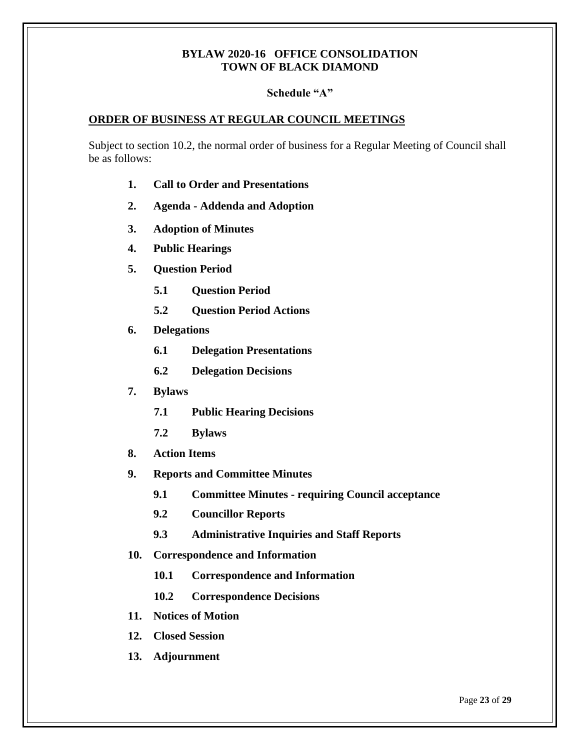**BYLAW 2020-16 OFFICE CONSOLIDATION**
**TOWN OF BLACK DIAMOND**

**Schedule "A"**

## ORDER OF BUSINESS AT REGULAR COUNCIL MEETINGS

Subject to section 10.2, the normal order of business for a Regular Meeting of Council shall be as follows:

1. **Call to Order and Presentations**
2. **Agenda - Addenda and Adoption**
3. **Adoption of Minutes**
4. **Public Hearings**
5. **Question Period**
   - **5.1 Question Period**
   - **5.2 Question Period Actions**
6. **Delegations**
   - **6.1 Delegation Presentations**
   - **6.2 Delegation Decisions**
7. **Bylaws**
   - **7.1 Public Hearing Decisions**
   - **7.2 Bylaws**
8. **Action Items**
9. **Reports and Committee Minutes**
   - **9.1 Committee Minutes - requiring Council acceptance**
   - **9.2 Councillor Reports**
   - **9.3 Administrative Inquiries and Staff Reports**
10. **Correspondence and Information**
    - **10.1 Correspondence and Information**
    - **10.2 Correspondence Decisions**
11. **Notices of Motion**
12. **Closed Session**
13. **Adjournment**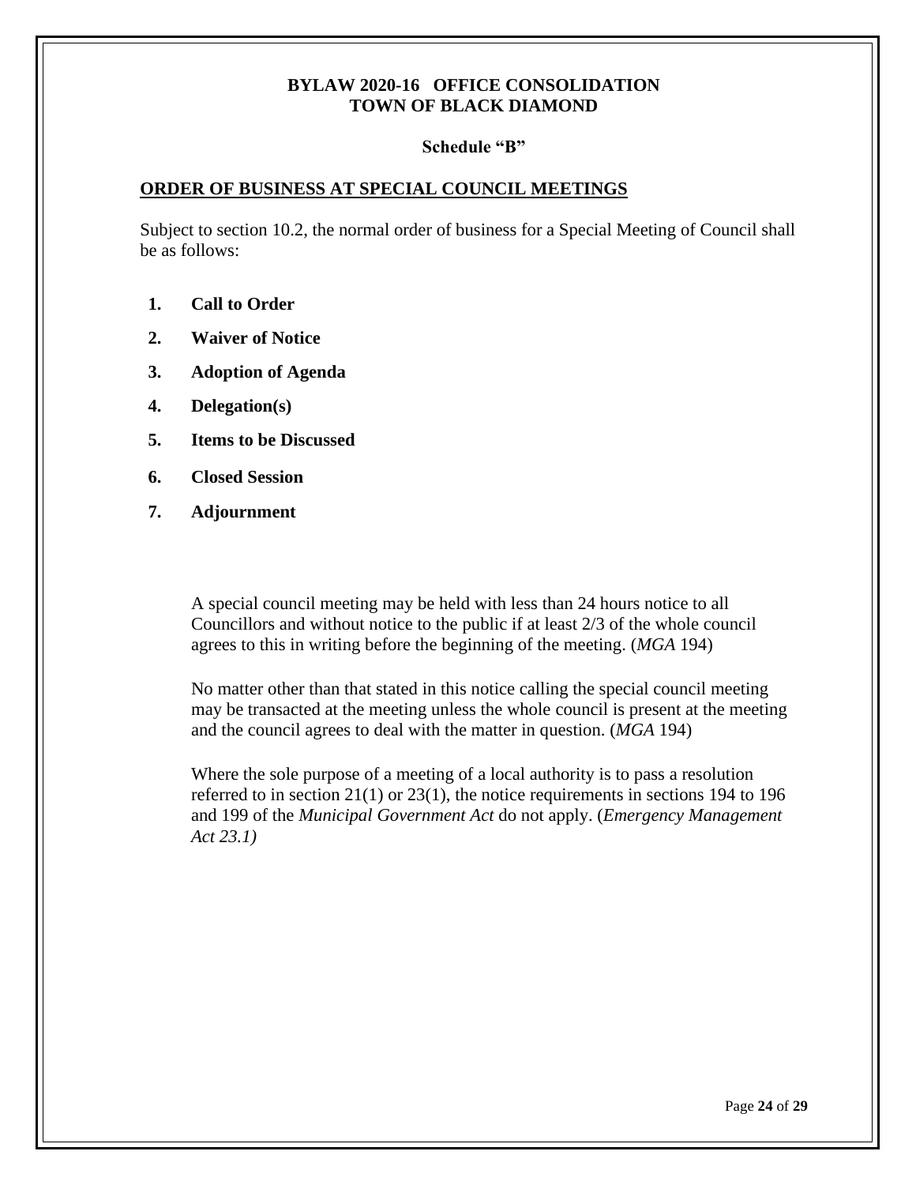**BYLAW 2020-16 OFFICE CONSOLIDATION**
**TOWN OF BLACK DIAMOND**

**Schedule "B"**

## ORDER OF BUSINESS AT SPECIAL COUNCIL MEETINGS

Subject to section 10.2, the normal order of business for a Special Meeting of Council shall be as follows:

1. **Call to Order**
2. **Waiver of Notice**
3. **Adoption of Agenda**
4. **Delegation(s)**
5. **Items to be Discussed**
6. **Closed Session**
7. **Adjournment**

A special council meeting may be held with less than 24 hours notice to all Councillors and without notice to the public if at least 2/3 of the whole council agrees to this in writing before the beginning of the meeting. (*MGA* 194)

No matter other than that stated in this notice calling the special council meeting may be transacted at the meeting unless the whole council is present at the meeting and the council agrees to deal with the matter in question. (*MGA* 194)

Where the sole purpose of a meeting of a local authority is to pass a resolution referred to in section 21(1) or 23(1), the notice requirements in sections 194 to 196 and 199 of the *Municipal Government Act* do not apply. (*Emergency Management Act 23.1)*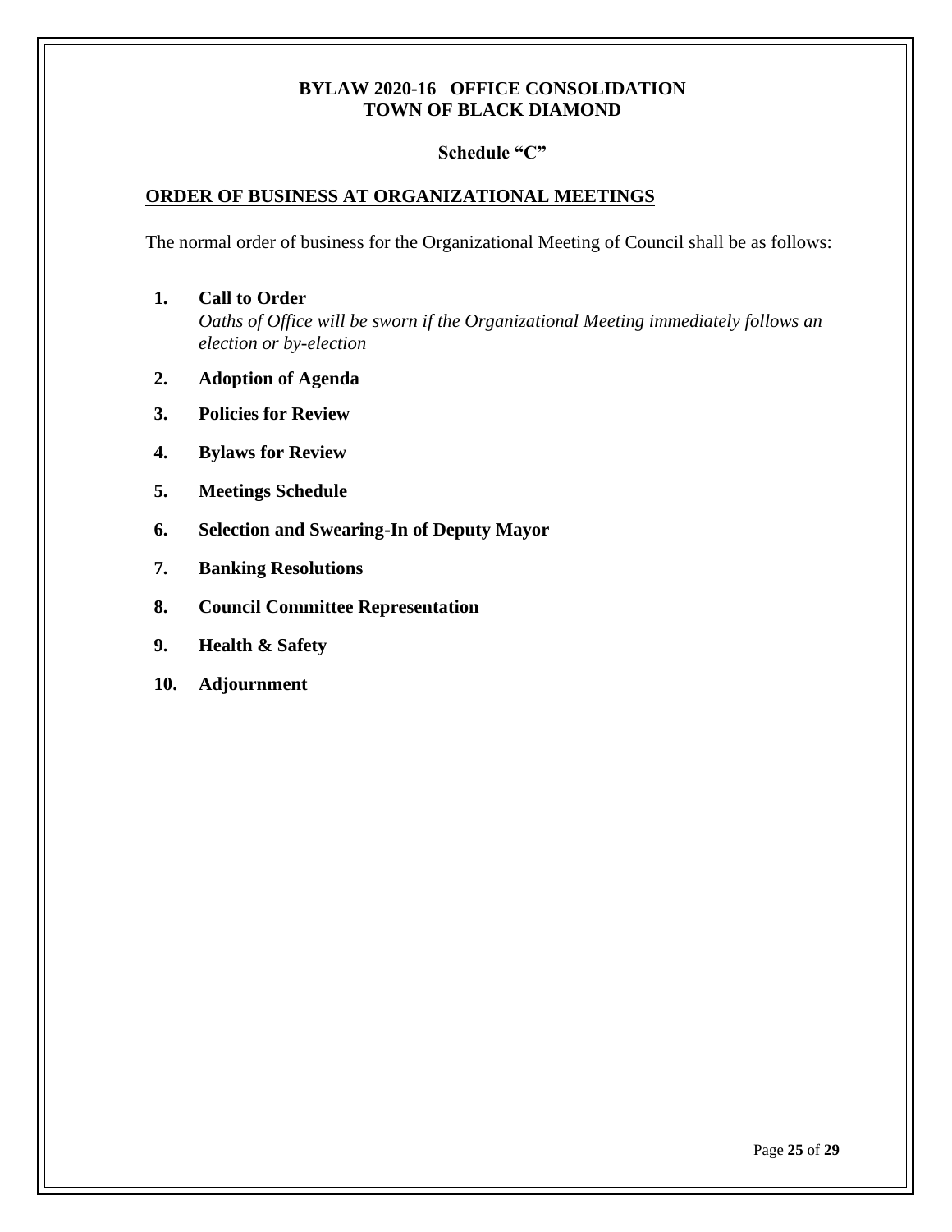**BYLAW 2020-16 OFFICE CONSOLIDATION**
**TOWN OF BLACK DIAMOND**

**Schedule "C"**

## ORDER OF BUSINESS AT ORGANIZATIONAL MEETINGS

The normal order of business for the Organizational Meeting of Council shall be as follows:

1. **Call to Order**
   *Oaths of Office will be sworn if the Organizational Meeting immediately follows an election or by-election*
2. **Adoption of Agenda**
3. **Policies for Review**
4. **Bylaws for Review**
5. **Meetings Schedule**
6. **Selection and Swearing-In of Deputy Mayor**
7. **Banking Resolutions**
8. **Council Committee Representation**
9. **Health & Safety**
10. **Adjournment**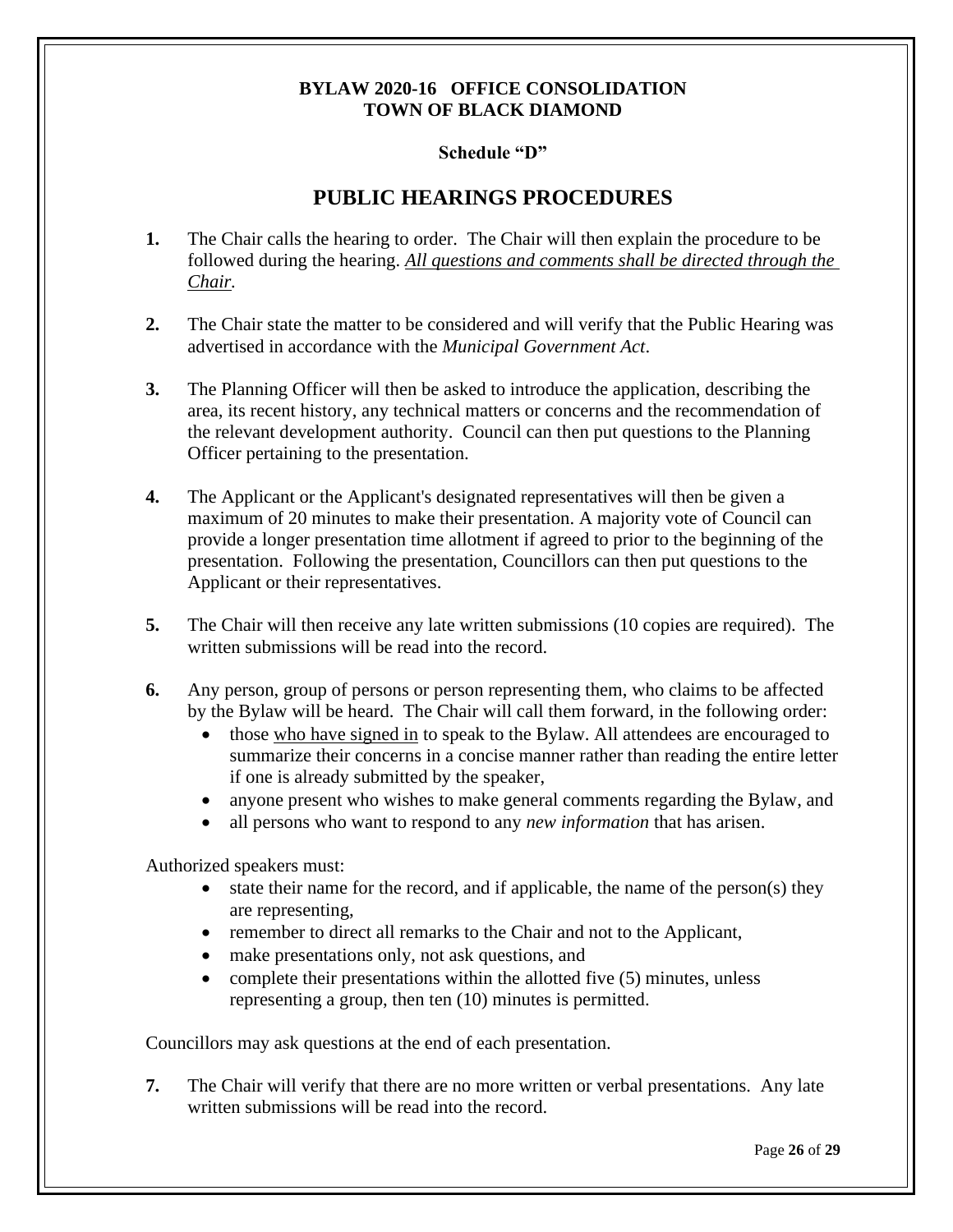**BYLAW 2020-16 OFFICE CONSOLIDATION**
**TOWN OF BLACK DIAMOND**

**Schedule "D"**

# PUBLIC HEARINGS PROCEDURES

**1.** The Chair calls the hearing to order. The Chair will then explain the procedure to be followed during the hearing. *All questions and comments shall be directed through the Chair.*

**2.** The Chair state the matter to be considered and will verify that the Public Hearing was advertised in accordance with the *Municipal Government Act*.

**3.** The Planning Officer will then be asked to introduce the application, describing the area, its recent history, any technical matters or concerns and the recommendation of the relevant development authority. Council can then put questions to the Planning Officer pertaining to the presentation.

**4.** The Applicant or the Applicant's designated representatives will then be given a maximum of 20 minutes to make their presentation. A majority vote of Council can provide a longer presentation time allotment if agreed to prior to the beginning of the presentation. Following the presentation, Councillors can then put questions to the Applicant or their representatives.

**5.** The Chair will then receive any late written submissions (10 copies are required). The written submissions will be read into the record.

**6.** Any person, group of persons or person representing them, who claims to be affected by the Bylaw will be heard. The Chair will call them forward, in the following order:

- those who have signed in to speak to the Bylaw. All attendees are encouraged to summarize their concerns in a concise manner rather than reading the entire letter if one is already submitted by the speaker,
- anyone present who wishes to make general comments regarding the Bylaw, and
- all persons who want to respond to any *new information* that has arisen.

Authorized speakers must:

- state their name for the record, and if applicable, the name of the person(s) they are representing,
- remember to direct all remarks to the Chair and not to the Applicant,
- make presentations only, not ask questions, and
- complete their presentations within the allotted five (5) minutes, unless representing a group, then ten (10) minutes is permitted.

Councillors may ask questions at the end of each presentation.

**7.** The Chair will verify that there are no more written or verbal presentations. Any late written submissions will be read into the record.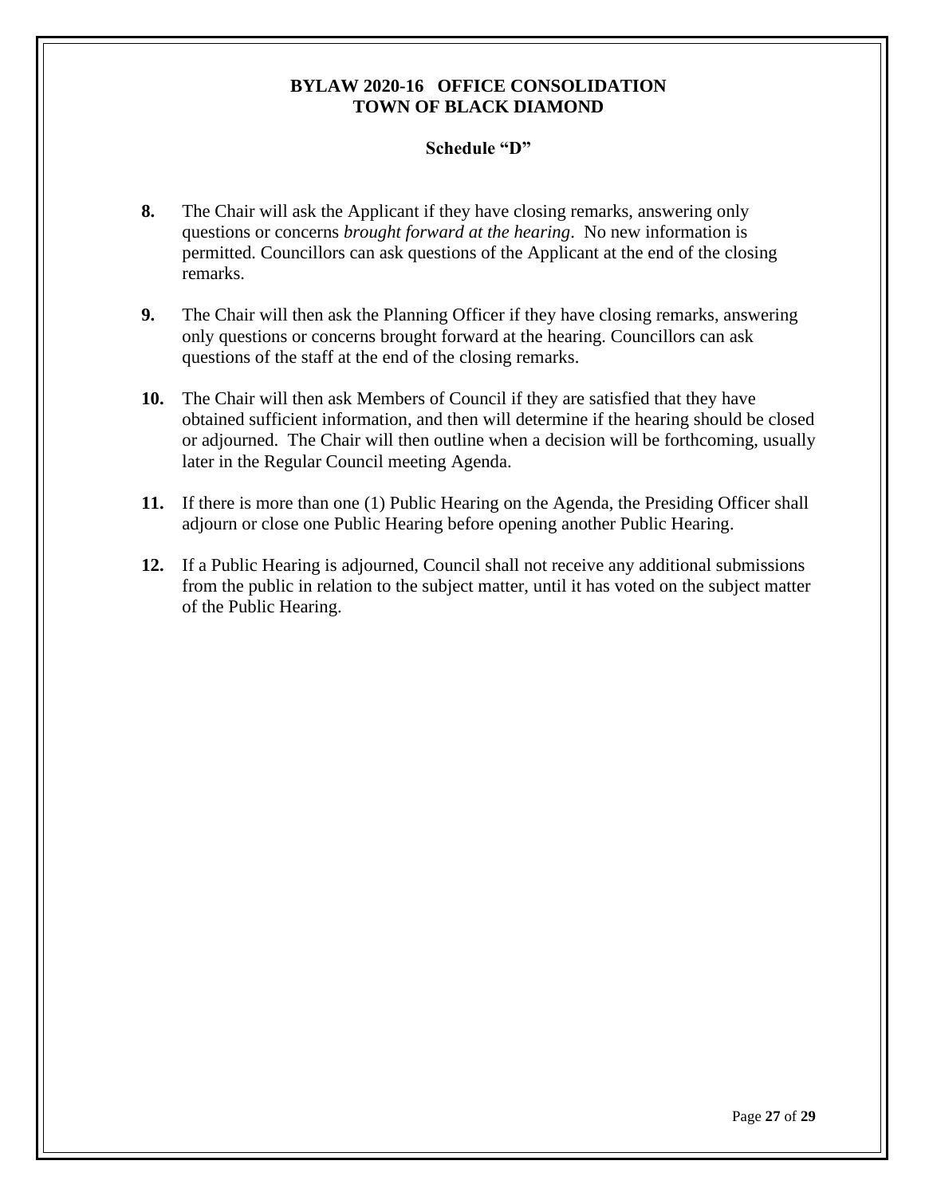**BYLAW 2020-16 OFFICE CONSOLIDATION**
**TOWN OF BLACK DIAMOND**

**Schedule "D"**

**8.** The Chair will ask the Applicant if they have closing remarks, answering only questions or concerns *brought forward at the hearing*. No new information is permitted. Councillors can ask questions of the Applicant at the end of the closing remarks.

**9.** The Chair will then ask the Planning Officer if they have closing remarks, answering only questions or concerns brought forward at the hearing. Councillors can ask questions of the staff at the end of the closing remarks.

**10.** The Chair will then ask Members of Council if they are satisfied that they have obtained sufficient information, and then will determine if the hearing should be closed or adjourned. The Chair will then outline when a decision will be forthcoming, usually later in the Regular Council meeting Agenda.

**11.** If there is more than one (1) Public Hearing on the Agenda, the Presiding Officer shall adjourn or close one Public Hearing before opening another Public Hearing.

**12.** If a Public Hearing is adjourned, Council shall not receive any additional submissions from the public in relation to the subject matter, until it has voted on the subject matter of the Public Hearing.